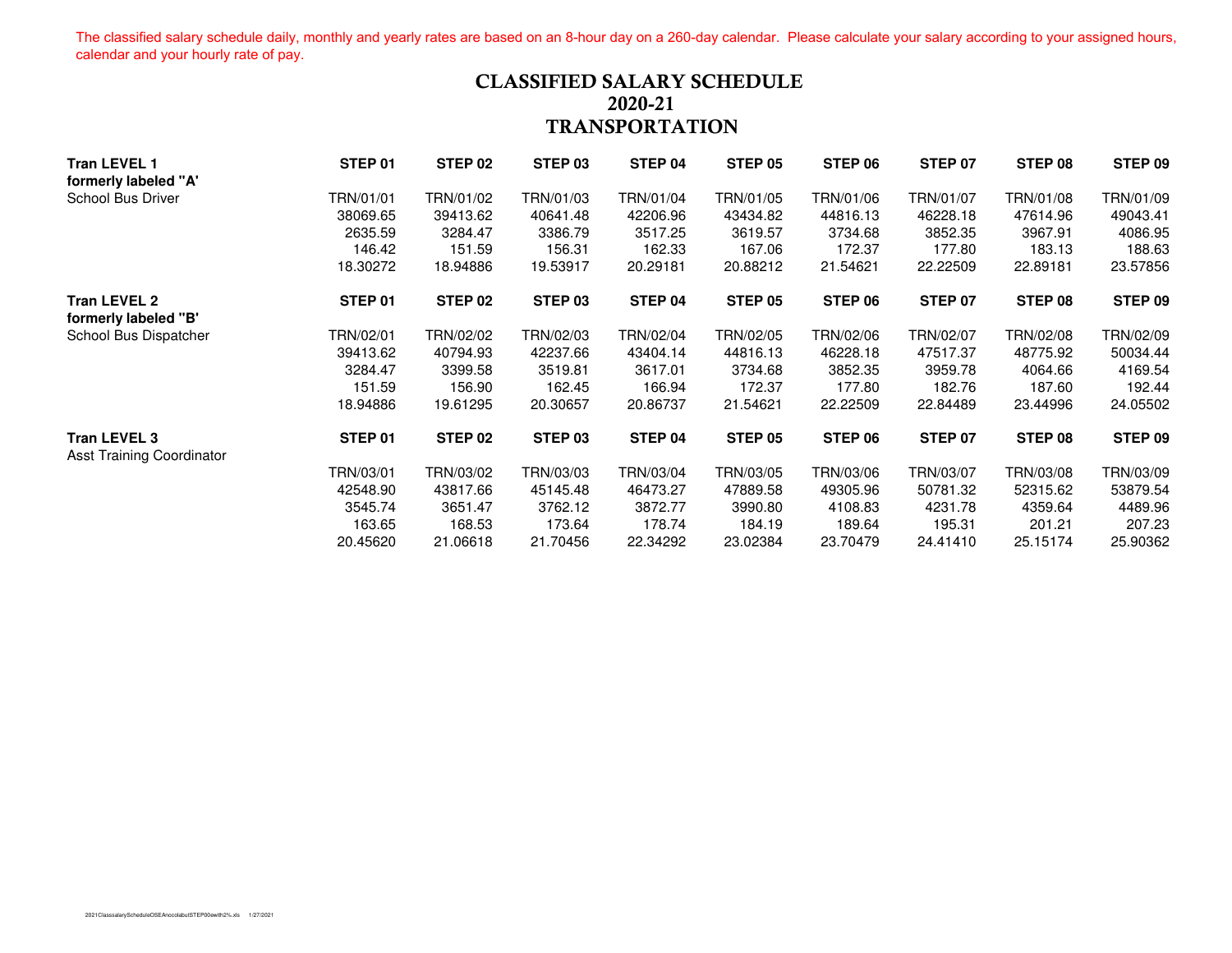The classified salary schedule daily, monthly and yearly rates are based on an 8-hour day on a 260-day calendar. Please calculate your salary according to your assigned hours, calendar and your hourly rate of pay.

# CLASSIFIED SALARY SCHEDULE
# 2020-21
# TRANSPORTATION

| **Tran LEVEL 1** **formerly labeled "A'** School Bus Driver | **STEP 01** | **STEP 02** | **STEP 03** | **STEP 04** | **STEP 05** | **STEP 06** | **STEP 07** | **STEP 08** | **STEP 09** |
|---|---|---|---|---|---|---|---|---|---|
| | TRN/01/01 | TRN/01/02 | TRN/01/03 | TRN/01/04 | TRN/01/05 | TRN/01/06 | TRN/01/07 | TRN/01/08 | TRN/01/09 |
| | 38069.65 | 39413.62 | 40641.48 | 42206.96 | 43434.82 | 44816.13 | 46228.18 | 47614.96 | 49043.41 |
| | 2635.59 | 3284.47 | 3386.79 | 3517.25 | 3619.57 | 3734.68 | 3852.35 | 3967.91 | 4086.95 |
| | 146.42 | 151.59 | 156.31 | 162.33 | 167.06 | 172.37 | 177.80 | 183.13 | 188.63 |
| | 18.30272 | 18.94886 | 19.53917 | 20.29181 | 20.88212 | 21.54621 | 22.22509 | 22.89181 | 23.57856 |

| **Tran LEVEL 2** **formerly labeled "B'** School Bus Dispatcher | **STEP 01** | **STEP 02** | **STEP 03** | **STEP 04** | **STEP 05** | **STEP 06** | **STEP 07** | **STEP 08** | **STEP 09** |
|---|---|---|---|---|---|---|---|---|---|
| | TRN/02/01 | TRN/02/02 | TRN/02/03 | TRN/02/04 | TRN/02/05 | TRN/02/06 | TRN/02/07 | TRN/02/08 | TRN/02/09 |
| | 39413.62 | 40794.93 | 42237.66 | 43404.14 | 44816.13 | 46228.18 | 47517.37 | 48775.92 | 50034.44 |
| | 3284.47 | 3399.58 | 3519.81 | 3617.01 | 3734.68 | 3852.35 | 3959.78 | 4064.66 | 4169.54 |
| | 151.59 | 156.90 | 162.45 | 166.94 | 172.37 | 177.80 | 182.76 | 187.60 | 192.44 |
| | 18.94886 | 19.61295 | 20.30657 | 20.86737 | 21.54621 | 22.22509 | 22.84489 | 23.44996 | 24.05502 |

| **Tran LEVEL 3** Asst Training Coordinator | **STEP 01** | **STEP 02** | **STEP 03** | **STEP 04** | **STEP 05** | **STEP 06** | **STEP 07** | **STEP 08** | **STEP 09** |
|---|---|---|---|---|---|---|---|---|---|
| | TRN/03/01 | TRN/03/02 | TRN/03/03 | TRN/03/04 | TRN/03/05 | TRN/03/06 | TRN/03/07 | TRN/03/08 | TRN/03/09 |
| | 42548.90 | 43817.66 | 45145.48 | 46473.27 | 47889.58 | 49305.96 | 50781.32 | 52315.62 | 53879.54 |
| | 3545.74 | 3651.47 | 3762.12 | 3872.77 | 3990.80 | 4108.83 | 4231.78 | 4359.64 | 4489.96 |
| | 163.65 | 168.53 | 173.64 | 178.74 | 184.19 | 189.64 | 195.31 | 201.21 | 207.23 |
| | 20.45620 | 21.06618 | 21.70456 | 22.34292 | 23.02384 | 23.70479 | 24.41410 | 25.15174 | 25.90362 |

2021ClasssalaryScheduleOSEAnocolabutSTEP00ewith2%.xls 1/27/2021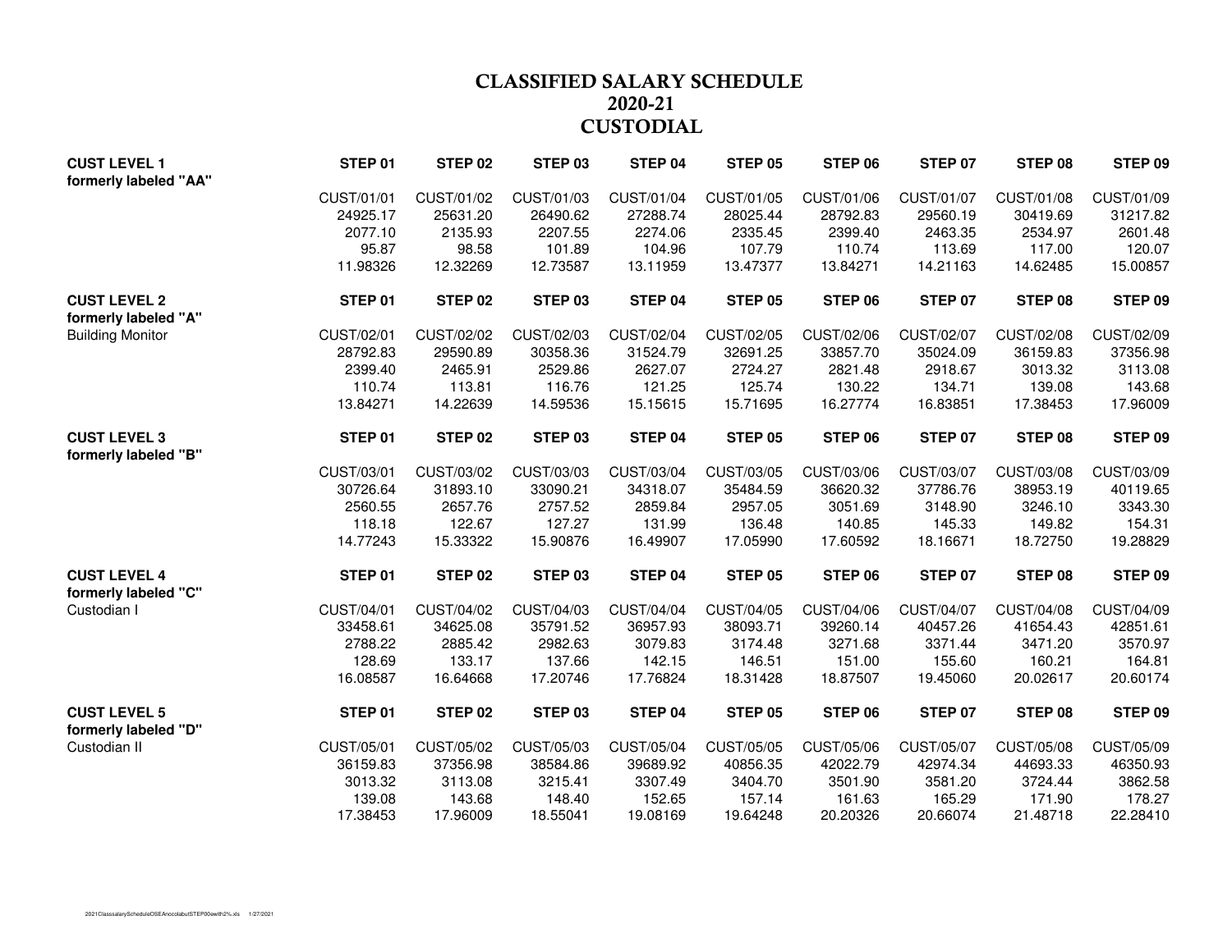# CLASSIFIED SALARY SCHEDULE
## 2020-21
## CUSTODIAL

| | STEP 01 | STEP 02 | STEP 03 | STEP 04 | STEP 05 | STEP 06 | STEP 07 | STEP 08 | STEP 09 |
|---|---|---|---|---|---|---|---|---|---|
| **CUST LEVEL 1** **formerly labeled "AA"** | CUST/01/01 | CUST/01/02 | CUST/01/03 | CUST/01/04 | CUST/01/05 | CUST/01/06 | CUST/01/07 | CUST/01/08 | CUST/01/09 |
| | 24925.17 | 25631.20 | 26490.62 | 27288.74 | 28025.44 | 28792.83 | 29560.19 | 30419.69 | 31217.82 |
| | 2077.10 | 2135.93 | 2207.55 | 2274.06 | 2335.45 | 2399.40 | 2463.35 | 2534.97 | 2601.48 |
| | 95.87 | 98.58 | 101.89 | 104.96 | 107.79 | 110.74 | 113.69 | 117.00 | 120.07 |
| | 11.98326 | 12.32269 | 12.73587 | 13.11959 | 13.47377 | 13.84271 | 14.21163 | 14.62485 | 15.00857 |

| | STEP 01 | STEP 02 | STEP 03 | STEP 04 | STEP 05 | STEP 06 | STEP 07 | STEP 08 | STEP 09 |
|---|---|---|---|---|---|---|---|---|---|
| **CUST LEVEL 2** **formerly labeled "A"** Building Monitor | CUST/02/01 | CUST/02/02 | CUST/02/03 | CUST/02/04 | CUST/02/05 | CUST/02/06 | CUST/02/07 | CUST/02/08 | CUST/02/09 |
| | 28792.83 | 29590.89 | 30358.36 | 31524.79 | 32691.25 | 33857.70 | 35024.09 | 36159.83 | 37356.98 |
| | 2399.40 | 2465.91 | 2529.86 | 2627.07 | 2724.27 | 2821.48 | 2918.67 | 3013.32 | 3113.08 |
| | 110.74 | 113.81 | 116.76 | 121.25 | 125.74 | 130.22 | 134.71 | 139.08 | 143.68 |
| | 13.84271 | 14.22639 | 14.59536 | 15.15615 | 15.71695 | 16.27774 | 16.83851 | 17.38453 | 17.96009 |

| | STEP 01 | STEP 02 | STEP 03 | STEP 04 | STEP 05 | STEP 06 | STEP 07 | STEP 08 | STEP 09 |
|---|---|---|---|---|---|---|---|---|---|
| **CUST LEVEL 3** **formerly labeled "B"** | CUST/03/01 | CUST/03/02 | CUST/03/03 | CUST/03/04 | CUST/03/05 | CUST/03/06 | CUST/03/07 | CUST/03/08 | CUST/03/09 |
| | 30726.64 | 31893.10 | 33090.21 | 34318.07 | 35484.59 | 36620.32 | 37786.76 | 38953.19 | 40119.65 |
| | 2560.55 | 2657.76 | 2757.52 | 2859.84 | 2957.05 | 3051.69 | 3148.90 | 3246.10 | 3343.30 |
| | 118.18 | 122.67 | 127.27 | 131.99 | 136.48 | 140.85 | 145.33 | 149.82 | 154.31 |
| | 14.77243 | 15.33322 | 15.90876 | 16.49907 | 17.05990 | 17.60592 | 18.16671 | 18.72750 | 19.28829 |

| | STEP 01 | STEP 02 | STEP 03 | STEP 04 | STEP 05 | STEP 06 | STEP 07 | STEP 08 | STEP 09 |
|---|---|---|---|---|---|---|---|---|---|
| **CUST LEVEL 4** **formerly labeled "C"** Custodian I | CUST/04/01 | CUST/04/02 | CUST/04/03 | CUST/04/04 | CUST/04/05 | CUST/04/06 | CUST/04/07 | CUST/04/08 | CUST/04/09 |
| | 33458.61 | 34625.08 | 35791.52 | 36957.93 | 38093.71 | 39260.14 | 40457.26 | 41654.43 | 42851.61 |
| | 2788.22 | 2885.42 | 2982.63 | 3079.83 | 3174.48 | 3271.68 | 3371.44 | 3471.20 | 3570.97 |
| | 128.69 | 133.17 | 137.66 | 142.15 | 146.51 | 151.00 | 155.60 | 160.21 | 164.81 |
| | 16.08587 | 16.64668 | 17.20746 | 17.76824 | 18.31428 | 18.87507 | 19.45060 | 20.02617 | 20.60174 |

| | STEP 01 | STEP 02 | STEP 03 | STEP 04 | STEP 05 | STEP 06 | STEP 07 | STEP 08 | STEP 09 |
|---|---|---|---|---|---|---|---|---|---|
| **CUST LEVEL 5** **formerly labeled "D"** Custodian II | CUST/05/01 | CUST/05/02 | CUST/05/03 | CUST/05/04 | CUST/05/05 | CUST/05/06 | CUST/05/07 | CUST/05/08 | CUST/05/09 |
| | 36159.83 | 37356.98 | 38584.86 | 39689.92 | 40856.35 | 42022.79 | 42974.34 | 44693.33 | 46350.93 |
| | 3013.32 | 3113.08 | 3215.41 | 3307.49 | 3404.70 | 3501.90 | 3581.20 | 3724.44 | 3862.58 |
| | 139.08 | 143.68 | 148.40 | 152.65 | 157.14 | 161.63 | 165.29 | 171.90 | 178.27 |
| | 17.38453 | 17.96009 | 18.55041 | 19.08169 | 19.64248 | 20.20326 | 20.66074 | 21.48718 | 22.28410 |

2021ClasssalaryScheduleOSEAnocolabutSTEP00ewith2%.xls 1/27/2021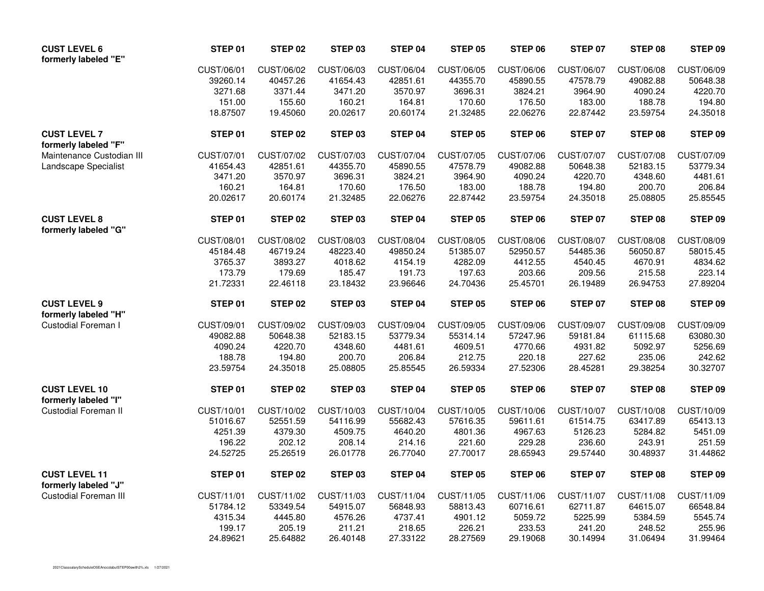| CUST LEVEL 6 formerly labeled "E" | STEP 01 | STEP 02 | STEP 03 | STEP 04 | STEP 05 | STEP 06 | STEP 07 | STEP 08 | STEP 09 |
|---|---|---|---|---|---|---|---|---|---|
| | CUST/06/01 | CUST/06/02 | CUST/06/03 | CUST/06/04 | CUST/06/05 | CUST/06/06 | CUST/06/07 | CUST/06/08 | CUST/06/09 |
| | 39260.14 | 40457.26 | 41654.43 | 42851.61 | 44355.70 | 45890.55 | 47578.79 | 49082.88 | 50648.38 |
| | 3271.68 | 3371.44 | 3471.20 | 3570.97 | 3696.31 | 3824.21 | 3964.90 | 4090.24 | 4220.70 |
| | 151.00 | 155.60 | 160.21 | 164.81 | 170.60 | 176.50 | 183.00 | 188.78 | 194.80 |
| | 18.87507 | 19.45060 | 20.02617 | 20.60174 | 21.32485 | 22.06276 | 22.87442 | 23.59754 | 24.35018 |

| CUST LEVEL 7 formerly labeled "F" | STEP 01 | STEP 02 | STEP 03 | STEP 04 | STEP 05 | STEP 06 | STEP 07 | STEP 08 | STEP 09 |
|---|---|---|---|---|---|---|---|---|---|
| Maintenance Custodian III | CUST/07/01 | CUST/07/02 | CUST/07/03 | CUST/07/04 | CUST/07/05 | CUST/07/06 | CUST/07/07 | CUST/07/08 | CUST/07/09 |
| Landscape Specialist | 41654.43 | 42851.61 | 44355.70 | 45890.55 | 47578.79 | 49082.88 | 50648.38 | 52183.15 | 53779.34 |
| | 3471.20 | 3570.97 | 3696.31 | 3824.21 | 3964.90 | 4090.24 | 4220.70 | 4348.60 | 4481.61 |
| | 160.21 | 164.81 | 170.60 | 176.50 | 183.00 | 188.78 | 194.80 | 200.70 | 206.84 |
| | 20.02617 | 20.60174 | 21.32485 | 22.06276 | 22.87442 | 23.59754 | 24.35018 | 25.08805 | 25.85545 |

| CUST LEVEL 8 formerly labeled "G" | STEP 01 | STEP 02 | STEP 03 | STEP 04 | STEP 05 | STEP 06 | STEP 07 | STEP 08 | STEP 09 |
|---|---|---|---|---|---|---|---|---|---|
| | CUST/08/01 | CUST/08/02 | CUST/08/03 | CUST/08/04 | CUST/08/05 | CUST/08/06 | CUST/08/07 | CUST/08/08 | CUST/08/09 |
| | 45184.48 | 46719.24 | 48223.40 | 49850.24 | 51385.07 | 52950.57 | 54485.36 | 56050.87 | 58015.45 |
| | 3765.37 | 3893.27 | 4018.62 | 4154.19 | 4282.09 | 4412.55 | 4540.45 | 4670.91 | 4834.62 |
| | 173.79 | 179.69 | 185.47 | 191.73 | 197.63 | 203.66 | 209.56 | 215.58 | 223.14 |
| | 21.72331 | 22.46118 | 23.18432 | 23.96646 | 24.70436 | 25.45701 | 26.19489 | 26.94753 | 27.89204 |

| CUST LEVEL 9 formerly labeled "H" | STEP 01 | STEP 02 | STEP 03 | STEP 04 | STEP 05 | STEP 06 | STEP 07 | STEP 08 | STEP 09 |
|---|---|---|---|---|---|---|---|---|---|
| Custodial Foreman I | CUST/09/01 | CUST/09/02 | CUST/09/03 | CUST/09/04 | CUST/09/05 | CUST/09/06 | CUST/09/07 | CUST/09/08 | CUST/09/09 |
| | 49082.88 | 50648.38 | 52183.15 | 53779.34 | 55314.14 | 57247.96 | 59181.84 | 61115.68 | 63080.30 |
| | 4090.24 | 4220.70 | 4348.60 | 4481.61 | 4609.51 | 4770.66 | 4931.82 | 5092.97 | 5256.69 |
| | 188.78 | 194.80 | 200.70 | 206.84 | 212.75 | 220.18 | 227.62 | 235.06 | 242.62 |
| | 23.59754 | 24.35018 | 25.08805 | 25.85545 | 26.59334 | 27.52306 | 28.45281 | 29.38254 | 30.32707 |

| CUST LEVEL 10 formerly labeled "I" | STEP 01 | STEP 02 | STEP 03 | STEP 04 | STEP 05 | STEP 06 | STEP 07 | STEP 08 | STEP 09 |
|---|---|---|---|---|---|---|---|---|---|
| Custodial Foreman II | CUST/10/01 | CUST/10/02 | CUST/10/03 | CUST/10/04 | CUST/10/05 | CUST/10/06 | CUST/10/07 | CUST/10/08 | CUST/10/09 |
| | 51016.67 | 52551.59 | 54116.99 | 55682.43 | 57616.35 | 59611.61 | 61514.75 | 63417.89 | 65413.13 |
| | 4251.39 | 4379.30 | 4509.75 | 4640.20 | 4801.36 | 4967.63 | 5126.23 | 5284.82 | 5451.09 |
| | 196.22 | 202.12 | 208.14 | 214.16 | 221.60 | 229.28 | 236.60 | 243.91 | 251.59 |
| | 24.52725 | 25.26519 | 26.01778 | 26.77040 | 27.70017 | 28.65943 | 29.57440 | 30.48937 | 31.44862 |

| CUST LEVEL 11 formerly labeled "J" | STEP 01 | STEP 02 | STEP 03 | STEP 04 | STEP 05 | STEP 06 | STEP 07 | STEP 08 | STEP 09 |
|---|---|---|---|---|---|---|---|---|---|
| Custodial Foreman III | CUST/11/01 | CUST/11/02 | CUST/11/03 | CUST/11/04 | CUST/11/05 | CUST/11/06 | CUST/11/07 | CUST/11/08 | CUST/11/09 |
| | 51784.12 | 53349.54 | 54915.07 | 56848.93 | 58813.43 | 60716.61 | 62711.87 | 64615.07 | 66548.84 |
| | 4315.34 | 4445.80 | 4576.26 | 4737.41 | 4901.12 | 5059.72 | 5225.99 | 5384.59 | 5545.74 |
| | 199.17 | 205.19 | 211.21 | 218.65 | 226.21 | 233.53 | 241.20 | 248.52 | 255.96 |
| | 24.89621 | 25.64882 | 26.40148 | 27.33122 | 28.27569 | 29.19068 | 30.14994 | 31.06494 | 31.99464 |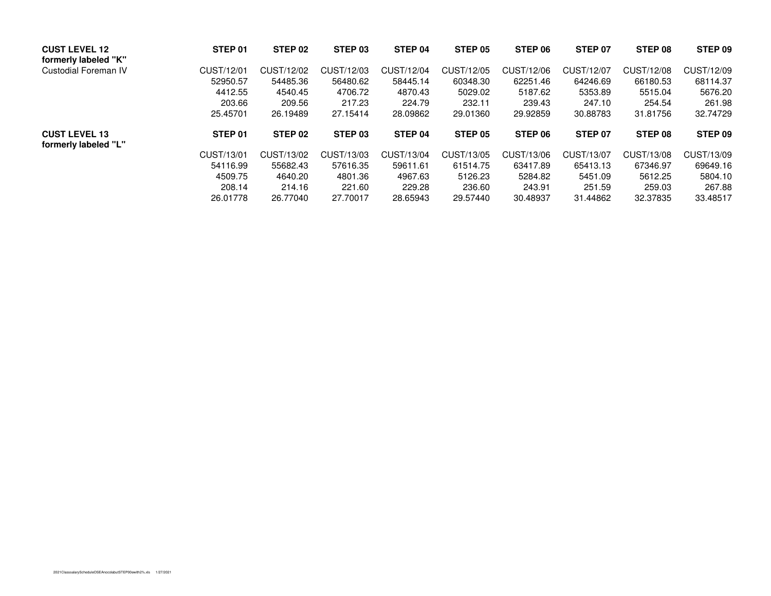| **CUST LEVEL 12 formerly labeled "K"** | **STEP 01** | **STEP 02** | **STEP 03** | **STEP 04** | **STEP 05** | **STEP 06** | **STEP 07** | **STEP 08** | **STEP 09** |
|---|---|---|---|---|---|---|---|---|---|
| Custodial Foreman IV | CUST/12/01 | CUST/12/02 | CUST/12/03 | CUST/12/04 | CUST/12/05 | CUST/12/06 | CUST/12/07 | CUST/12/08 | CUST/12/09 |
| | 52950.57 | 54485.36 | 56480.62 | 58445.14 | 60348.30 | 62251.46 | 64246.69 | 66180.53 | 68114.37 |
| | 4412.55 | 4540.45 | 4706.72 | 4870.43 | 5029.02 | 5187.62 | 5353.89 | 5515.04 | 5676.20 |
| | 203.66 | 209.56 | 217.23 | 224.79 | 232.11 | 239.43 | 247.10 | 254.54 | 261.98 |
| | 25.45701 | 26.19489 | 27.15414 | 28.09862 | 29.01360 | 29.92859 | 30.88783 | 31.81756 | 32.74729 |

| **CUST LEVEL 13 formerly labeled "L"** | **STEP 01** | **STEP 02** | **STEP 03** | **STEP 04** | **STEP 05** | **STEP 06** | **STEP 07** | **STEP 08** | **STEP 09** |
|---|---|---|---|---|---|---|---|---|---|
| | CUST/13/01 | CUST/13/02 | CUST/13/03 | CUST/13/04 | CUST/13/05 | CUST/13/06 | CUST/13/07 | CUST/13/08 | CUST/13/09 |
| | 54116.99 | 55682.43 | 57616.35 | 59611.61 | 61514.75 | 63417.89 | 65413.13 | 67346.97 | 69649.16 |
| | 4509.75 | 4640.20 | 4801.36 | 4967.63 | 5126.23 | 5284.82 | 5451.09 | 5612.25 | 5804.10 |
| | 208.14 | 214.16 | 221.60 | 229.28 | 236.60 | 243.91 | 251.59 | 259.03 | 267.88 |
| | 26.01778 | 26.77040 | 27.70017 | 28.65943 | 29.57440 | 30.48937 | 31.44862 | 32.37835 | 33.48517 |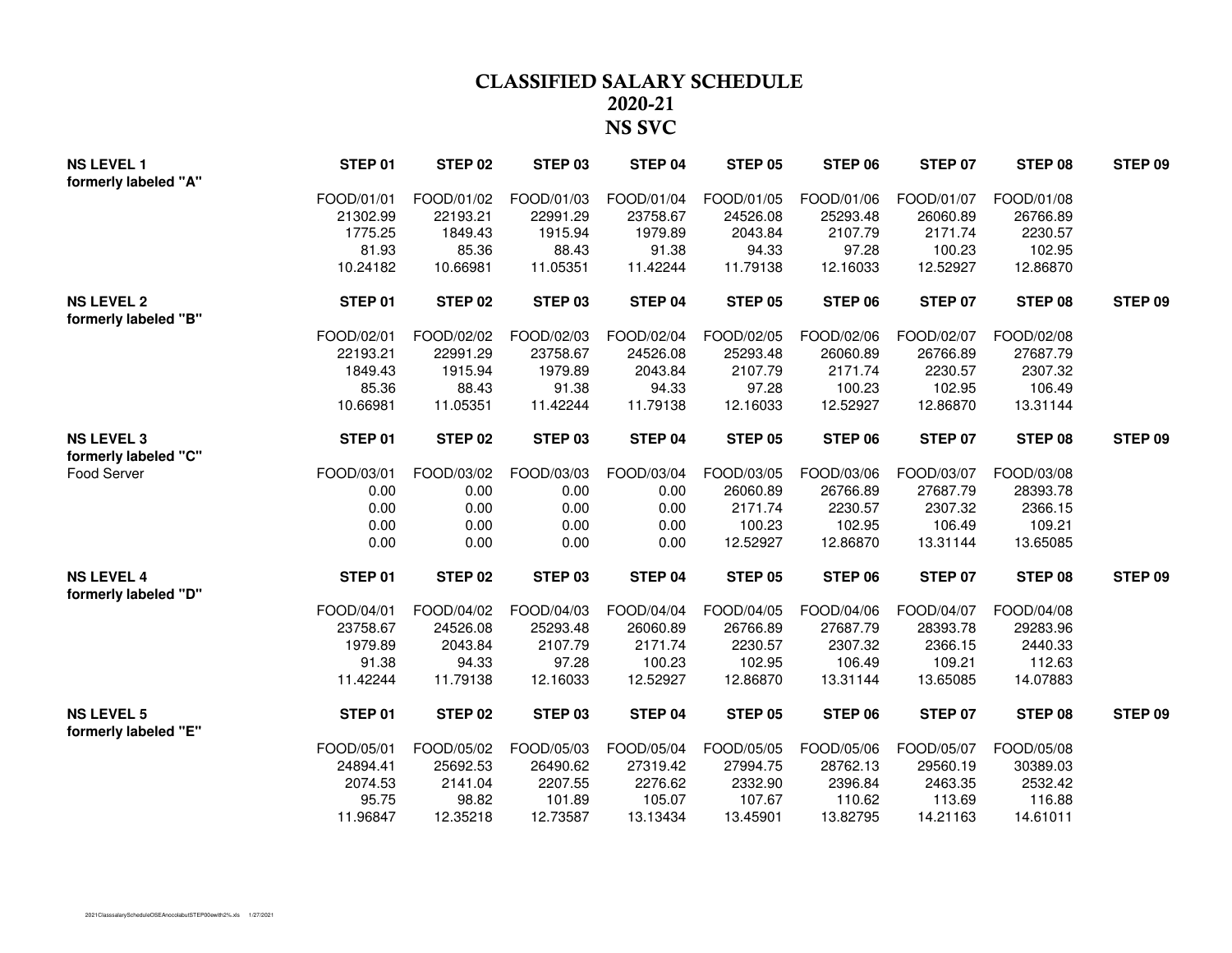# CLASSIFIED SALARY SCHEDULE
## 2020-21
## NS SVC

| NS LEVEL 1<br>formerly labeled "A" | STEP 01 | STEP 02 | STEP 03 | STEP 04 | STEP 05 | STEP 06 | STEP 07 | STEP 08 | STEP 09 |
|---|---|---|---|---|---|---|---|---|---|
| | FOOD/01/01 | FOOD/01/02 | FOOD/01/03 | FOOD/01/04 | FOOD/01/05 | FOOD/01/06 | FOOD/01/07 | FOOD/01/08 | |
| | 21302.99 | 22193.21 | 22991.29 | 23758.67 | 24526.08 | 25293.48 | 26060.89 | 26766.89 | |
| | 1775.25 | 1849.43 | 1915.94 | 1979.89 | 2043.84 | 2107.79 | 2171.74 | 2230.57 | |
| | 81.93 | 85.36 | 88.43 | 91.38 | 94.33 | 97.28 | 100.23 | 102.95 | |
| | 10.24182 | 10.66981 | 11.05351 | 11.42244 | 11.79138 | 12.16033 | 12.52927 | 12.86870 | |

| NS LEVEL 2<br>formerly labeled "B" | STEP 01 | STEP 02 | STEP 03 | STEP 04 | STEP 05 | STEP 06 | STEP 07 | STEP 08 | STEP 09 |
|---|---|---|---|---|---|---|---|---|---|
| | FOOD/02/01 | FOOD/02/02 | FOOD/02/03 | FOOD/02/04 | FOOD/02/05 | FOOD/02/06 | FOOD/02/07 | FOOD/02/08 | |
| | 22193.21 | 22991.29 | 23758.67 | 24526.08 | 25293.48 | 26060.89 | 26766.89 | 27687.79 | |
| | 1849.43 | 1915.94 | 1979.89 | 2043.84 | 2107.79 | 2171.74 | 2230.57 | 2307.32 | |
| | 85.36 | 88.43 | 91.38 | 94.33 | 97.28 | 100.23 | 102.95 | 106.49 | |
| | 10.66981 | 11.05351 | 11.42244 | 11.79138 | 12.16033 | 12.52927 | 12.86870 | 13.31144 | |

| NS LEVEL 3<br>formerly labeled "C" | STEP 01 | STEP 02 | STEP 03 | STEP 04 | STEP 05 | STEP 06 | STEP 07 | STEP 08 | STEP 09 |
|---|---|---|---|---|---|---|---|---|---|
| Food Server | FOOD/03/01 | FOOD/03/02 | FOOD/03/03 | FOOD/03/04 | FOOD/03/05 | FOOD/03/06 | FOOD/03/07 | FOOD/03/08 | |
| | 0.00 | 0.00 | 0.00 | 0.00 | 26060.89 | 26766.89 | 27687.79 | 28393.78 | |
| | 0.00 | 0.00 | 0.00 | 0.00 | 2171.74 | 2230.57 | 2307.32 | 2366.15 | |
| | 0.00 | 0.00 | 0.00 | 0.00 | 100.23 | 102.95 | 106.49 | 109.21 | |
| | 0.00 | 0.00 | 0.00 | 0.00 | 12.52927 | 12.86870 | 13.31144 | 13.65085 | |

| NS LEVEL 4<br>formerly labeled "D" | STEP 01 | STEP 02 | STEP 03 | STEP 04 | STEP 05 | STEP 06 | STEP 07 | STEP 08 | STEP 09 |
|---|---|---|---|---|---|---|---|---|---|
| | FOOD/04/01 | FOOD/04/02 | FOOD/04/03 | FOOD/04/04 | FOOD/04/05 | FOOD/04/06 | FOOD/04/07 | FOOD/04/08 | |
| | 23758.67 | 24526.08 | 25293.48 | 26060.89 | 26766.89 | 27687.79 | 28393.78 | 29283.96 | |
| | 1979.89 | 2043.84 | 2107.79 | 2171.74 | 2230.57 | 2307.32 | 2366.15 | 2440.33 | |
| | 91.38 | 94.33 | 97.28 | 100.23 | 102.95 | 106.49 | 109.21 | 112.63 | |
| | 11.42244 | 11.79138 | 12.16033 | 12.52927 | 12.86870 | 13.31144 | 13.65085 | 14.07883 | |

| NS LEVEL 5<br>formerly labeled "E" | STEP 01 | STEP 02 | STEP 03 | STEP 04 | STEP 05 | STEP 06 | STEP 07 | STEP 08 | STEP 09 |
|---|---|---|---|---|---|---|---|---|---|
| | FOOD/05/01 | FOOD/05/02 | FOOD/05/03 | FOOD/05/04 | FOOD/05/05 | FOOD/05/06 | FOOD/05/07 | FOOD/05/08 | |
| | 24894.41 | 25692.53 | 26490.62 | 27319.42 | 27994.75 | 28762.13 | 29560.19 | 30389.03 | |
| | 2074.53 | 2141.04 | 2207.55 | 2276.62 | 2332.90 | 2396.84 | 2463.35 | 2532.42 | |
| | 95.75 | 98.82 | 101.89 | 105.07 | 107.67 | 110.62 | 113.69 | 116.88 | |
| | 11.96847 | 12.35218 | 12.73587 | 13.13434 | 13.45901 | 13.82795 | 14.21163 | 14.61011 | |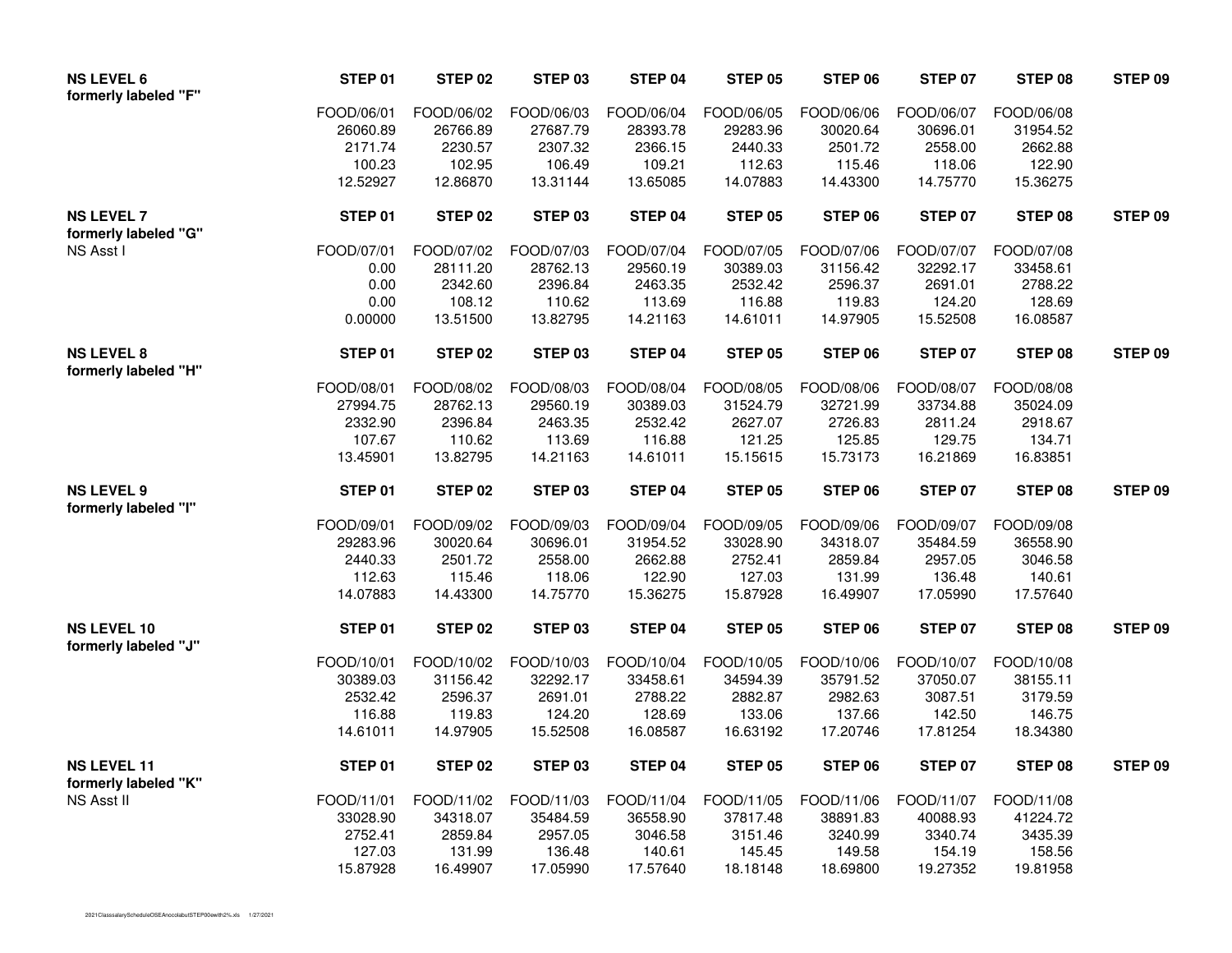| NS LEVEL 6<br>formerly labeled "F" | STEP 01 | STEP 02 | STEP 03 | STEP 04 | STEP 05 | STEP 06 | STEP 07 | STEP 08 | STEP 09 |
|---|---|---|---|---|---|---|---|---|---|
| | FOOD/06/01 | FOOD/06/02 | FOOD/06/03 | FOOD/06/04 | FOOD/06/05 | FOOD/06/06 | FOOD/06/07 | FOOD/06/08 | |
| | 26060.89 | 26766.89 | 27687.79 | 28393.78 | 29283.96 | 30020.64 | 30696.01 | 31954.52 | |
| | 2171.74 | 2230.57 | 2307.32 | 2366.15 | 2440.33 | 2501.72 | 2558.00 | 2662.88 | |
| | 100.23 | 102.95 | 106.49 | 109.21 | 112.63 | 115.46 | 118.06 | 122.90 | |
| | 12.52927 | 12.86870 | 13.31144 | 13.65085 | 14.07883 | 14.43300 | 14.75770 | 15.36275 | |

| NS LEVEL 7<br>formerly labeled "G"<br>NS Asst I | STEP 01 | STEP 02 | STEP 03 | STEP 04 | STEP 05 | STEP 06 | STEP 07 | STEP 08 | STEP 09 |
|---|---|---|---|---|---|---|---|---|---|
| | FOOD/07/01 | FOOD/07/02 | FOOD/07/03 | FOOD/07/04 | FOOD/07/05 | FOOD/07/06 | FOOD/07/07 | FOOD/07/08 | |
| | 0.00 | 28111.20 | 28762.13 | 29560.19 | 30389.03 | 31156.42 | 32292.17 | 33458.61 | |
| | 0.00 | 2342.60 | 2396.84 | 2463.35 | 2532.42 | 2596.37 | 2691.01 | 2788.22 | |
| | 0.00 | 108.12 | 110.62 | 113.69 | 116.88 | 119.83 | 124.20 | 128.69 | |
| | 0.00000 | 13.51500 | 13.82795 | 14.21163 | 14.61011 | 14.97905 | 15.52508 | 16.08587 | |

| NS LEVEL 8<br>formerly labeled "H" | STEP 01 | STEP 02 | STEP 03 | STEP 04 | STEP 05 | STEP 06 | STEP 07 | STEP 08 | STEP 09 |
|---|---|---|---|---|---|---|---|---|---|
| | FOOD/08/01 | FOOD/08/02 | FOOD/08/03 | FOOD/08/04 | FOOD/08/05 | FOOD/08/06 | FOOD/08/07 | FOOD/08/08 | |
| | 27994.75 | 28762.13 | 29560.19 | 30389.03 | 31524.79 | 32721.99 | 33734.88 | 35024.09 | |
| | 2332.90 | 2396.84 | 2463.35 | 2532.42 | 2627.07 | 2726.83 | 2811.24 | 2918.67 | |
| | 107.67 | 110.62 | 113.69 | 116.88 | 121.25 | 125.85 | 129.75 | 134.71 | |
| | 13.45901 | 13.82795 | 14.21163 | 14.61011 | 15.15615 | 15.73173 | 16.21869 | 16.83851 | |

| NS LEVEL 9<br>formerly labeled "I" | STEP 01 | STEP 02 | STEP 03 | STEP 04 | STEP 05 | STEP 06 | STEP 07 | STEP 08 | STEP 09 |
|---|---|---|---|---|---|---|---|---|---|
| | FOOD/09/01 | FOOD/09/02 | FOOD/09/03 | FOOD/09/04 | FOOD/09/05 | FOOD/09/06 | FOOD/09/07 | FOOD/09/08 | |
| | 29283.96 | 30020.64 | 30696.01 | 31954.52 | 33028.90 | 34318.07 | 35484.59 | 36558.90 | |
| | 2440.33 | 2501.72 | 2558.00 | 2662.88 | 2752.41 | 2859.84 | 2957.05 | 3046.58 | |
| | 112.63 | 115.46 | 118.06 | 122.90 | 127.03 | 131.99 | 136.48 | 140.61 | |
| | 14.07883 | 14.43300 | 14.75770 | 15.36275 | 15.87928 | 16.49907 | 17.05990 | 17.57640 | |

| NS LEVEL 10<br>formerly labeled "J" | STEP 01 | STEP 02 | STEP 03 | STEP 04 | STEP 05 | STEP 06 | STEP 07 | STEP 08 | STEP 09 |
|---|---|---|---|---|---|---|---|---|---|
| | FOOD/10/01 | FOOD/10/02 | FOOD/10/03 | FOOD/10/04 | FOOD/10/05 | FOOD/10/06 | FOOD/10/07 | FOOD/10/08 | |
| | 30389.03 | 31156.42 | 32292.17 | 33458.61 | 34594.39 | 35791.52 | 37050.07 | 38155.11 | |
| | 2532.42 | 2596.37 | 2691.01 | 2788.22 | 2882.87 | 2982.63 | 3087.51 | 3179.59 | |
| | 116.88 | 119.83 | 124.20 | 128.69 | 133.06 | 137.66 | 142.50 | 146.75 | |
| | 14.61011 | 14.97905 | 15.52508 | 16.08587 | 16.63192 | 17.20746 | 17.81254 | 18.34380 | |

| NS LEVEL 11<br>formerly labeled "K"<br>NS Asst II | STEP 01 | STEP 02 | STEP 03 | STEP 04 | STEP 05 | STEP 06 | STEP 07 | STEP 08 | STEP 09 |
|---|---|---|---|---|---|---|---|---|---|
| | FOOD/11/01 | FOOD/11/02 | FOOD/11/03 | FOOD/11/04 | FOOD/11/05 | FOOD/11/06 | FOOD/11/07 | FOOD/11/08 | |
| | 33028.90 | 34318.07 | 35484.59 | 36558.90 | 37817.48 | 38891.83 | 40088.93 | 41224.72 | |
| | 2752.41 | 2859.84 | 2957.05 | 3046.58 | 3151.46 | 3240.99 | 3340.74 | 3435.39 | |
| | 127.03 | 131.99 | 136.48 | 140.61 | 145.45 | 149.58 | 154.19 | 158.56 | |
| | 15.87928 | 16.49907 | 17.05990 | 17.57640 | 18.18148 | 18.69800 | 19.27352 | 19.81958 | |

2021ClasssalaryScheduleOSEAnocolabutSTEP00ewith2%.xls 1/27/2021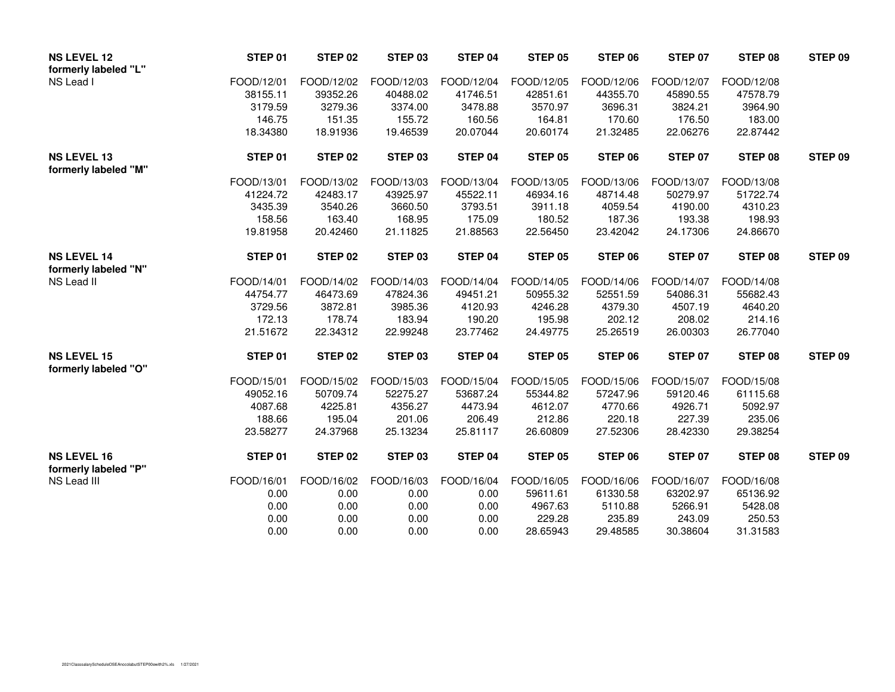| NS LEVEL 12 | STEP 01 | STEP 02 | STEP 03 | STEP 04 | STEP 05 | STEP 06 | STEP 07 | STEP 08 | STEP 09 |
|---|---|---|---|---|---|---|---|---|---|
| formerly labeled "L" | | | | | | | | | |
| NS Lead I | FOOD/12/01 | FOOD/12/02 | FOOD/12/03 | FOOD/12/04 | FOOD/12/05 | FOOD/12/06 | FOOD/12/07 | FOOD/12/08 | |
| | 38155.11 | 39352.26 | 40488.02 | 41746.51 | 42851.61 | 44355.70 | 45890.55 | 47578.79 | |
| | 3179.59 | 3279.36 | 3374.00 | 3478.88 | 3570.97 | 3696.31 | 3824.21 | 3964.90 | |
| | 146.75 | 151.35 | 155.72 | 160.56 | 164.81 | 170.60 | 176.50 | 183.00 | |
| | 18.34380 | 18.91936 | 19.46539 | 20.07044 | 20.60174 | 21.32485 | 22.06276 | 22.87442 | |

| NS LEVEL 13 | STEP 01 | STEP 02 | STEP 03 | STEP 04 | STEP 05 | STEP 06 | STEP 07 | STEP 08 | STEP 09 |
|---|---|---|---|---|---|---|---|---|---|
| formerly labeled "M" | | | | | | | | | |
| | FOOD/13/01 | FOOD/13/02 | FOOD/13/03 | FOOD/13/04 | FOOD/13/05 | FOOD/13/06 | FOOD/13/07 | FOOD/13/08 | |
| | 41224.72 | 42483.17 | 43925.97 | 45522.11 | 46934.16 | 48714.48 | 50279.97 | 51722.74 | |
| | 3435.39 | 3540.26 | 3660.50 | 3793.51 | 3911.18 | 4059.54 | 4190.00 | 4310.23 | |
| | 158.56 | 163.40 | 168.95 | 175.09 | 180.52 | 187.36 | 193.38 | 198.93 | |
| | 19.81958 | 20.42460 | 21.11825 | 21.88563 | 22.56450 | 23.42042 | 24.17306 | 24.86670 | |

| NS LEVEL 14 | STEP 01 | STEP 02 | STEP 03 | STEP 04 | STEP 05 | STEP 06 | STEP 07 | STEP 08 | STEP 09 |
|---|---|---|---|---|---|---|---|---|---|
| formerly labeled "N" | | | | | | | | | |
| NS Lead II | FOOD/14/01 | FOOD/14/02 | FOOD/14/03 | FOOD/14/04 | FOOD/14/05 | FOOD/14/06 | FOOD/14/07 | FOOD/14/08 | |
| | 44754.77 | 46473.69 | 47824.36 | 49451.21 | 50955.32 | 52551.59 | 54086.31 | 55682.43 | |
| | 3729.56 | 3872.81 | 3985.36 | 4120.93 | 4246.28 | 4379.30 | 4507.19 | 4640.20 | |
| | 172.13 | 178.74 | 183.94 | 190.20 | 195.98 | 202.12 | 208.02 | 214.16 | |
| | 21.51672 | 22.34312 | 22.99248 | 23.77462 | 24.49775 | 25.26519 | 26.00303 | 26.77040 | |

| NS LEVEL 15 | STEP 01 | STEP 02 | STEP 03 | STEP 04 | STEP 05 | STEP 06 | STEP 07 | STEP 08 | STEP 09 |
|---|---|---|---|---|---|---|---|---|---|
| formerly labeled "O" | | | | | | | | | |
| | FOOD/15/01 | FOOD/15/02 | FOOD/15/03 | FOOD/15/04 | FOOD/15/05 | FOOD/15/06 | FOOD/15/07 | FOOD/15/08 | |
| | 49052.16 | 50709.74 | 52275.27 | 53687.24 | 55344.82 | 57247.96 | 59120.46 | 61115.68 | |
| | 4087.68 | 4225.81 | 4356.27 | 4473.94 | 4612.07 | 4770.66 | 4926.71 | 5092.97 | |
| | 188.66 | 195.04 | 201.06 | 206.49 | 212.86 | 220.18 | 227.39 | 235.06 | |
| | 23.58277 | 24.37968 | 25.13234 | 25.81117 | 26.60809 | 27.52306 | 28.42330 | 29.38254 | |

| NS LEVEL 16 | STEP 01 | STEP 02 | STEP 03 | STEP 04 | STEP 05 | STEP 06 | STEP 07 | STEP 08 | STEP 09 |
|---|---|---|---|---|---|---|---|---|---|
| formerly labeled "P" | | | | | | | | | |
| NS Lead III | FOOD/16/01 | FOOD/16/02 | FOOD/16/03 | FOOD/16/04 | FOOD/16/05 | FOOD/16/06 | FOOD/16/07 | FOOD/16/08 | |
| | 0.00 | 0.00 | 0.00 | 0.00 | 59611.61 | 61330.58 | 63202.97 | 65136.92 | |
| | 0.00 | 0.00 | 0.00 | 0.00 | 4967.63 | 5110.88 | 5266.91 | 5428.08 | |
| | 0.00 | 0.00 | 0.00 | 0.00 | 229.28 | 235.89 | 243.09 | 250.53 | |
| | 0.00 | 0.00 | 0.00 | 0.00 | 28.65943 | 29.48585 | 30.38604 | 31.31583 | |

2021ClasssalaryScheduleOSEAnocolabutSTEP00ewith2%.xls 1/27/2021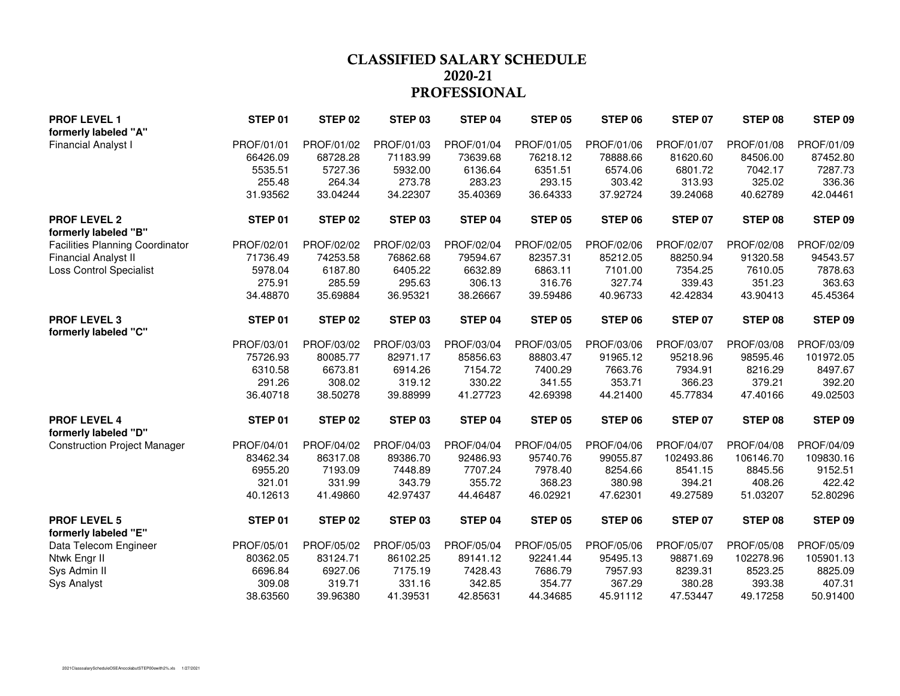# CLASSIFIED SALARY SCHEDULE
# 2020-21
# PROFESSIONAL

| **PROF LEVEL 1** | **STEP 01** | **STEP 02** | **STEP 03** | **STEP 04** | **STEP 05** | **STEP 06** | **STEP 07** | **STEP 08** | **STEP 09** |
|---|---|---|---|---|---|---|---|---|---|
| **formerly labeled "A"** | | | | | | | | | |
| Financial Analyst I | PROF/01/01 | PROF/01/02 | PROF/01/03 | PROF/01/04 | PROF/01/05 | PROF/01/06 | PROF/01/07 | PROF/01/08 | PROF/01/09 |
| | 66426.09 | 68728.28 | 71183.99 | 73639.68 | 76218.12 | 78888.66 | 81620.60 | 84506.00 | 87452.80 |
| | 5535.51 | 5727.36 | 5932.00 | 6136.64 | 6351.51 | 6574.06 | 6801.72 | 7042.17 | 7287.73 |
| | 255.48 | 264.34 | 273.78 | 283.23 | 293.15 | 303.42 | 313.93 | 325.02 | 336.36 |
| | 31.93562 | 33.04244 | 34.22307 | 35.40369 | 36.64333 | 37.92724 | 39.24068 | 40.62789 | 42.04461 |

| **PROF LEVEL 2** | **STEP 01** | **STEP 02** | **STEP 03** | **STEP 04** | **STEP 05** | **STEP 06** | **STEP 07** | **STEP 08** | **STEP 09** |
|---|---|---|---|---|---|---|---|---|---|
| **formerly labeled "B"** | | | | | | | | | |
| Facilities Planning Coordinator | PROF/02/01 | PROF/02/02 | PROF/02/03 | PROF/02/04 | PROF/02/05 | PROF/02/06 | PROF/02/07 | PROF/02/08 | PROF/02/09 |
| Financial Analyst II | 71736.49 | 74253.58 | 76862.68 | 79594.67 | 82357.31 | 85212.05 | 88250.94 | 91320.58 | 94543.57 |
| Loss Control Specialist | 5978.04 | 6187.80 | 6405.22 | 6632.89 | 6863.11 | 7101.00 | 7354.25 | 7610.05 | 7878.63 |
| | 275.91 | 285.59 | 295.63 | 306.13 | 316.76 | 327.74 | 339.43 | 351.23 | 363.63 |
| | 34.48870 | 35.69884 | 36.95321 | 38.26667 | 39.59486 | 40.96733 | 42.42834 | 43.90413 | 45.45364 |

| **PROF LEVEL 3** | **STEP 01** | **STEP 02** | **STEP 03** | **STEP 04** | **STEP 05** | **STEP 06** | **STEP 07** | **STEP 08** | **STEP 09** |
|---|---|---|---|---|---|---|---|---|---|
| **formerly labeled "C"** | | | | | | | | | |
| | PROF/03/01 | PROF/03/02 | PROF/03/03 | PROF/03/04 | PROF/03/05 | PROF/03/06 | PROF/03/07 | PROF/03/08 | PROF/03/09 |
| | 75726.93 | 80085.77 | 82971.17 | 85856.63 | 88803.47 | 91965.12 | 95218.96 | 98595.46 | 101972.05 |
| | 6310.58 | 6673.81 | 6914.26 | 7154.72 | 7400.29 | 7663.76 | 7934.91 | 8216.29 | 8497.67 |
| | 291.26 | 308.02 | 319.12 | 330.22 | 341.55 | 353.71 | 366.23 | 379.21 | 392.20 |
| | 36.40718 | 38.50278 | 39.88999 | 41.27723 | 42.69398 | 44.21400 | 45.77834 | 47.40166 | 49.02503 |

| **PROF LEVEL 4** | **STEP 01** | **STEP 02** | **STEP 03** | **STEP 04** | **STEP 05** | **STEP 06** | **STEP 07** | **STEP 08** | **STEP 09** |
|---|---|---|---|---|---|---|---|---|---|
| **formerly labeled "D"** | | | | | | | | | |
| Construction Project Manager | PROF/04/01 | PROF/04/02 | PROF/04/03 | PROF/04/04 | PROF/04/05 | PROF/04/06 | PROF/04/07 | PROF/04/08 | PROF/04/09 |
| | 83462.34 | 86317.08 | 89386.70 | 92486.93 | 95740.76 | 99055.87 | 102493.86 | 106146.70 | 109830.16 |
| | 6955.20 | 7193.09 | 7448.89 | 7707.24 | 7978.40 | 8254.66 | 8541.15 | 8845.56 | 9152.51 |
| | 321.01 | 331.99 | 343.79 | 355.72 | 368.23 | 380.98 | 394.21 | 408.26 | 422.42 |
| | 40.12613 | 41.49860 | 42.97437 | 44.46487 | 46.02921 | 47.62301 | 49.27589 | 51.03207 | 52.80296 |

| **PROF LEVEL 5** | **STEP 01** | **STEP 02** | **STEP 03** | **STEP 04** | **STEP 05** | **STEP 06** | **STEP 07** | **STEP 08** | **STEP 09** |
|---|---|---|---|---|---|---|---|---|---|
| **formerly labeled "E"** | | | | | | | | | |
| Data Telecom Engineer | PROF/05/01 | PROF/05/02 | PROF/05/03 | PROF/05/04 | PROF/05/05 | PROF/05/06 | PROF/05/07 | PROF/05/08 | PROF/05/09 |
| Ntwk Engr II | 80362.05 | 83124.71 | 86102.25 | 89141.12 | 92241.44 | 95495.13 | 98871.69 | 102278.96 | 105901.13 |
| Sys Admin II | 6696.84 | 6927.06 | 7175.19 | 7428.43 | 7686.79 | 7957.93 | 8239.31 | 8523.25 | 8825.09 |
| Sys Analyst | 309.08 | 319.71 | 331.16 | 342.85 | 354.77 | 367.29 | 380.28 | 393.38 | 407.31 |
| | 38.63560 | 39.96380 | 41.39531 | 42.85631 | 44.34685 | 45.91112 | 47.53447 | 49.17258 | 50.91400 |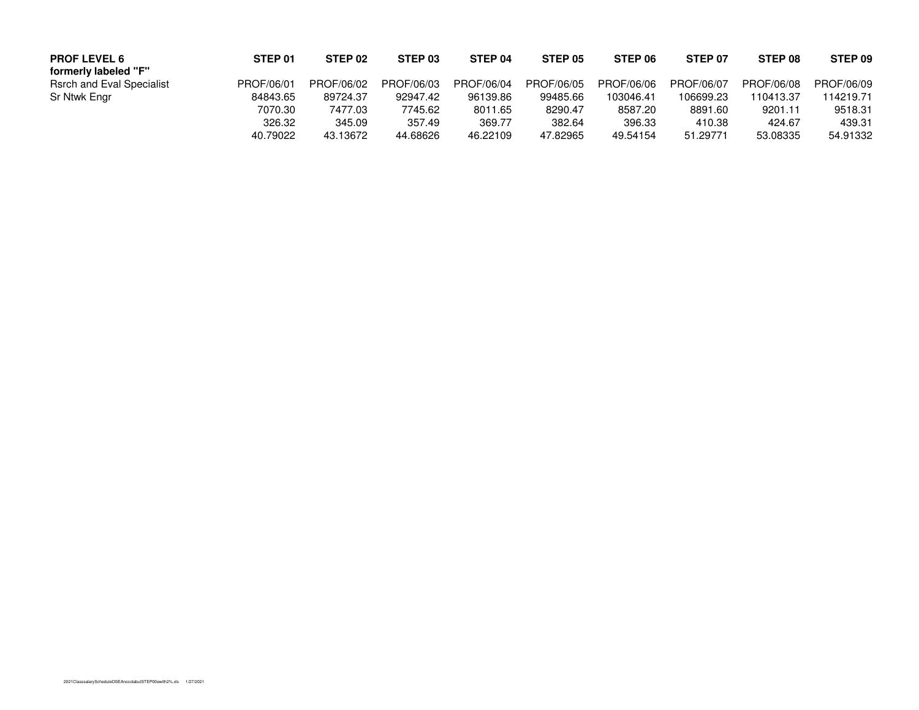| PROF LEVEL 6 | STEP 01 | STEP 02 | STEP 03 | STEP 04 | STEP 05 | STEP 06 | STEP 07 | STEP 08 | STEP 09 |
|---|---|---|---|---|---|---|---|---|---|
| **formerly labeled "F"** | | | | | | | | | |
| Rsrch and Eval Specialist | PROF/06/01 | PROF/06/02 | PROF/06/03 | PROF/06/04 | PROF/06/05 | PROF/06/06 | PROF/06/07 | PROF/06/08 | PROF/06/09 |
| Sr Ntwk Engr | 84843.65 | 89724.37 | 92947.42 | 96139.86 | 99485.66 | 103046.41 | 106699.23 | 110413.37 | 114219.71 |
| | 7070.30 | 7477.03 | 7745.62 | 8011.65 | 8290.47 | 8587.20 | 8891.60 | 9201.11 | 9518.31 |
| | 326.32 | 345.09 | 357.49 | 369.77 | 382.64 | 396.33 | 410.38 | 424.67 | 439.31 |
| | 40.79022 | 43.13672 | 44.68626 | 46.22109 | 47.82965 | 49.54154 | 51.29771 | 53.08335 | 54.91332 |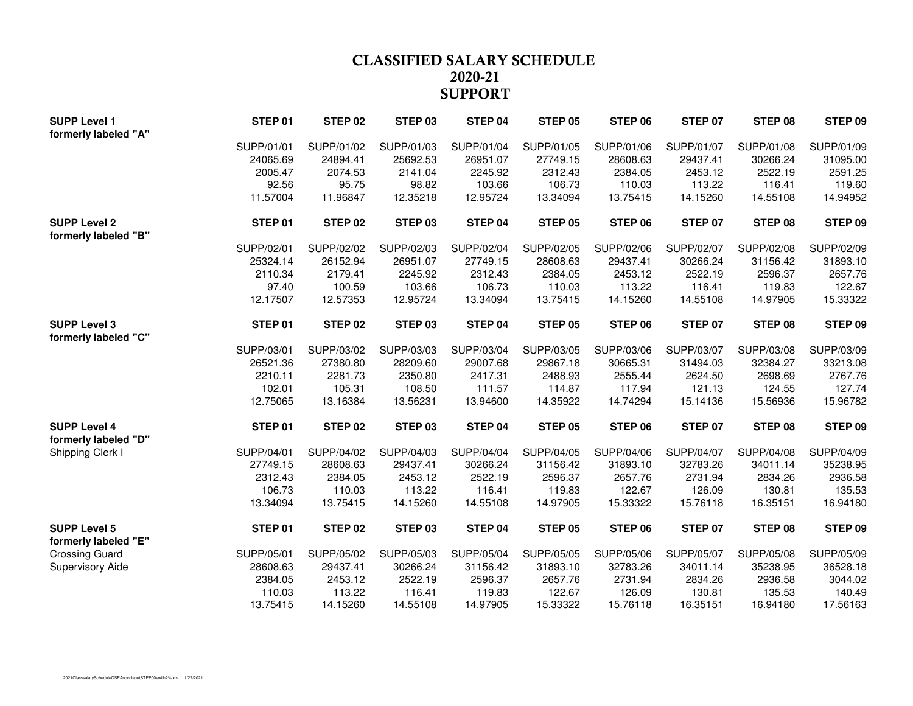# CLASSIFIED SALARY SCHEDULE
## 2020-21
## SUPPORT

| SUPP Level 1 formerly labeled "A" | STEP 01 | STEP 02 | STEP 03 | STEP 04 | STEP 05 | STEP 06 | STEP 07 | STEP 08 | STEP 09 |
|---|---|---|---|---|---|---|---|---|---|
| | SUPP/01/01 | SUPP/01/02 | SUPP/01/03 | SUPP/01/04 | SUPP/01/05 | SUPP/01/06 | SUPP/01/07 | SUPP/01/08 | SUPP/01/09 |
| | 24065.69 | 24894.41 | 25692.53 | 26951.07 | 27749.15 | 28608.63 | 29437.41 | 30266.24 | 31095.00 |
| | 2005.47 | 2074.53 | 2141.04 | 2245.92 | 2312.43 | 2384.05 | 2453.12 | 2522.19 | 2591.25 |
| | 92.56 | 95.75 | 98.82 | 103.66 | 106.73 | 110.03 | 113.22 | 116.41 | 119.60 |
| | 11.57004 | 11.96847 | 12.35218 | 12.95724 | 13.34094 | 13.75415 | 14.15260 | 14.55108 | 14.94952 |

| SUPP Level 2 formerly labeled "B" | STEP 01 | STEP 02 | STEP 03 | STEP 04 | STEP 05 | STEP 06 | STEP 07 | STEP 08 | STEP 09 |
|---|---|---|---|---|---|---|---|---|---|
| | SUPP/02/01 | SUPP/02/02 | SUPP/02/03 | SUPP/02/04 | SUPP/02/05 | SUPP/02/06 | SUPP/02/07 | SUPP/02/08 | SUPP/02/09 |
| | 25324.14 | 26152.94 | 26951.07 | 27749.15 | 28608.63 | 29437.41 | 30266.24 | 31156.42 | 31893.10 |
| | 2110.34 | 2179.41 | 2245.92 | 2312.43 | 2384.05 | 2453.12 | 2522.19 | 2596.37 | 2657.76 |
| | 97.40 | 100.59 | 103.66 | 106.73 | 110.03 | 113.22 | 116.41 | 119.83 | 122.67 |
| | 12.17507 | 12.57353 | 12.95724 | 13.34094 | 13.75415 | 14.15260 | 14.55108 | 14.97905 | 15.33322 |

| SUPP Level 3 formerly labeled "C" | STEP 01 | STEP 02 | STEP 03 | STEP 04 | STEP 05 | STEP 06 | STEP 07 | STEP 08 | STEP 09 |
|---|---|---|---|---|---|---|---|---|---|
| | SUPP/03/01 | SUPP/03/02 | SUPP/03/03 | SUPP/03/04 | SUPP/03/05 | SUPP/03/06 | SUPP/03/07 | SUPP/03/08 | SUPP/03/09 |
| | 26521.36 | 27380.80 | 28209.60 | 29007.68 | 29867.18 | 30665.31 | 31494.03 | 32384.27 | 33213.08 |
| | 2210.11 | 2281.73 | 2350.80 | 2417.31 | 2488.93 | 2555.44 | 2624.50 | 2698.69 | 2767.76 |
| | 102.01 | 105.31 | 108.50 | 111.57 | 114.87 | 117.94 | 121.13 | 124.55 | 127.74 |
| | 12.75065 | 13.16384 | 13.56231 | 13.94600 | 14.35922 | 14.74294 | 15.14136 | 15.56936 | 15.96782 |

| SUPP Level 4 formerly labeled "D" | STEP 01 | STEP 02 | STEP 03 | STEP 04 | STEP 05 | STEP 06 | STEP 07 | STEP 08 | STEP 09 |
|---|---|---|---|---|---|---|---|---|---|
| Shipping Clerk I | SUPP/04/01 | SUPP/04/02 | SUPP/04/03 | SUPP/04/04 | SUPP/04/05 | SUPP/04/06 | SUPP/04/07 | SUPP/04/08 | SUPP/04/09 |
| | 27749.15 | 28608.63 | 29437.41 | 30266.24 | 31156.42 | 31893.10 | 32783.26 | 34011.14 | 35238.95 |
| | 2312.43 | 2384.05 | 2453.12 | 2522.19 | 2596.37 | 2657.76 | 2731.94 | 2834.26 | 2936.58 |
| | 106.73 | 110.03 | 113.22 | 116.41 | 119.83 | 122.67 | 126.09 | 130.81 | 135.53 |
| | 13.34094 | 13.75415 | 14.15260 | 14.55108 | 14.97905 | 15.33322 | 15.76118 | 16.35151 | 16.94180 |

| SUPP Level 5 formerly labeled "E" | STEP 01 | STEP 02 | STEP 03 | STEP 04 | STEP 05 | STEP 06 | STEP 07 | STEP 08 | STEP 09 |
|---|---|---|---|---|---|---|---|---|---|
| Crossing Guard | SUPP/05/01 | SUPP/05/02 | SUPP/05/03 | SUPP/05/04 | SUPP/05/05 | SUPP/05/06 | SUPP/05/07 | SUPP/05/08 | SUPP/05/09 |
| Supervisory Aide | 28608.63 | 29437.41 | 30266.24 | 31156.42 | 31893.10 | 32783.26 | 34011.14 | 35238.95 | 36528.18 |
| | 2384.05 | 2453.12 | 2522.19 | 2596.37 | 2657.76 | 2731.94 | 2834.26 | 2936.58 | 3044.02 |
| | 110.03 | 113.22 | 116.41 | 119.83 | 122.67 | 126.09 | 130.81 | 135.53 | 140.49 |
| | 13.75415 | 14.15260 | 14.55108 | 14.97905 | 15.33322 | 15.76118 | 16.35151 | 16.94180 | 17.56163 |

2021ClasssalaryScheduleOSEAnocolabutSTEP00ewith2%.xls 1/27/2021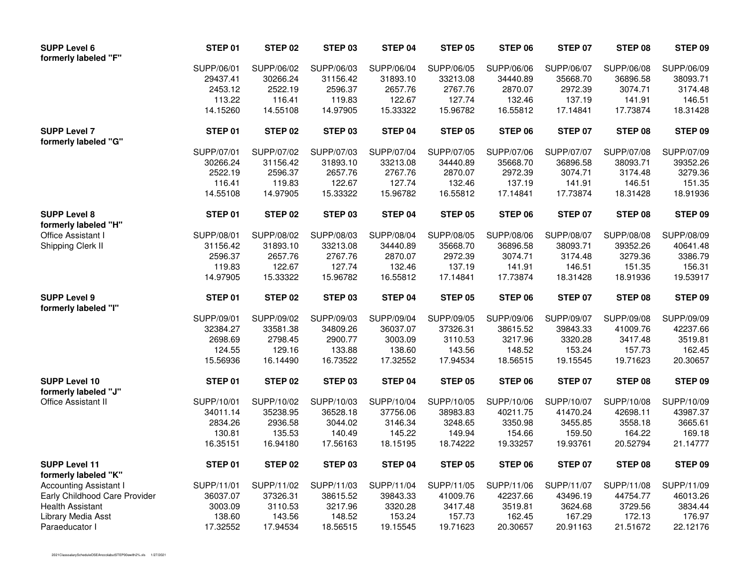| SUPP Level 6 formerly labeled "F" | STEP 01 | STEP 02 | STEP 03 | STEP 04 | STEP 05 | STEP 06 | STEP 07 | STEP 08 | STEP 09 |
|---|---|---|---|---|---|---|---|---|---|
| | SUPP/06/01 | SUPP/06/02 | SUPP/06/03 | SUPP/06/04 | SUPP/06/05 | SUPP/06/06 | SUPP/06/07 | SUPP/06/08 | SUPP/06/09 |
| | 29437.41 | 30266.24 | 31156.42 | 31893.10 | 33213.08 | 34440.89 | 35668.70 | 36896.58 | 38093.71 |
| | 2453.12 | 2522.19 | 2596.37 | 2657.76 | 2767.76 | 2870.07 | 2972.39 | 3074.71 | 3174.48 |
| | 113.22 | 116.41 | 119.83 | 122.67 | 127.74 | 132.46 | 137.19 | 141.91 | 146.51 |
| | 14.15260 | 14.55108 | 14.97905 | 15.33322 | 15.96782 | 16.55812 | 17.14841 | 17.73874 | 18.31428 |

| SUPP Level 7 formerly labeled "G" | STEP 01 | STEP 02 | STEP 03 | STEP 04 | STEP 05 | STEP 06 | STEP 07 | STEP 08 | STEP 09 |
|---|---|---|---|---|---|---|---|---|---|
| | SUPP/07/01 | SUPP/07/02 | SUPP/07/03 | SUPP/07/04 | SUPP/07/05 | SUPP/07/06 | SUPP/07/07 | SUPP/07/08 | SUPP/07/09 |
| | 30266.24 | 31156.42 | 31893.10 | 33213.08 | 34440.89 | 35668.70 | 36896.58 | 38093.71 | 39352.26 |
| | 2522.19 | 2596.37 | 2657.76 | 2767.76 | 2870.07 | 2972.39 | 3074.71 | 3174.48 | 3279.36 |
| | 116.41 | 119.83 | 122.67 | 127.74 | 132.46 | 137.19 | 141.91 | 146.51 | 151.35 |
| | 14.55108 | 14.97905 | 15.33322 | 15.96782 | 16.55812 | 17.14841 | 17.73874 | 18.31428 | 18.91936 |

| SUPP Level 8 formerly labeled "H" | STEP 01 | STEP 02 | STEP 03 | STEP 04 | STEP 05 | STEP 06 | STEP 07 | STEP 08 | STEP 09 |
|---|---|---|---|---|---|---|---|---|---|
| Office Assistant I | SUPP/08/01 | SUPP/08/02 | SUPP/08/03 | SUPP/08/04 | SUPP/08/05 | SUPP/08/06 | SUPP/08/07 | SUPP/08/08 | SUPP/08/09 |
| Shipping Clerk II | 31156.42 | 31893.10 | 33213.08 | 34440.89 | 35668.70 | 36896.58 | 38093.71 | 39352.26 | 40641.48 |
| | 2596.37 | 2657.76 | 2767.76 | 2870.07 | 2972.39 | 3074.71 | 3174.48 | 3279.36 | 3386.79 |
| | 119.83 | 122.67 | 127.74 | 132.46 | 137.19 | 141.91 | 146.51 | 151.35 | 156.31 |
| | 14.97905 | 15.33322 | 15.96782 | 16.55812 | 17.14841 | 17.73874 | 18.31428 | 18.91936 | 19.53917 |

| SUPP Level 9 formerly labeled "I" | STEP 01 | STEP 02 | STEP 03 | STEP 04 | STEP 05 | STEP 06 | STEP 07 | STEP 08 | STEP 09 |
|---|---|---|---|---|---|---|---|---|---|
| | SUPP/09/01 | SUPP/09/02 | SUPP/09/03 | SUPP/09/04 | SUPP/09/05 | SUPP/09/06 | SUPP/09/07 | SUPP/09/08 | SUPP/09/09 |
| | 32384.27 | 33581.38 | 34809.26 | 36037.07 | 37326.31 | 38615.52 | 39843.33 | 41009.76 | 42237.66 |
| | 2698.69 | 2798.45 | 2900.77 | 3003.09 | 3110.53 | 3217.96 | 3320.28 | 3417.48 | 3519.81 |
| | 124.55 | 129.16 | 133.88 | 138.60 | 143.56 | 148.52 | 153.24 | 157.73 | 162.45 |
| | 15.56936 | 16.14490 | 16.73522 | 17.32552 | 17.94534 | 18.56515 | 19.15545 | 19.71623 | 20.30657 |

| SUPP Level 10 formerly labeled "J" | STEP 01 | STEP 02 | STEP 03 | STEP 04 | STEP 05 | STEP 06 | STEP 07 | STEP 08 | STEP 09 |
|---|---|---|---|---|---|---|---|---|---|
| Office Assistant II | SUPP/10/01 | SUPP/10/02 | SUPP/10/03 | SUPP/10/04 | SUPP/10/05 | SUPP/10/06 | SUPP/10/07 | SUPP/10/08 | SUPP/10/09 |
| | 34011.14 | 35238.95 | 36528.18 | 37756.06 | 38983.83 | 40211.75 | 41470.24 | 42698.11 | 43987.37 |
| | 2834.26 | 2936.58 | 3044.02 | 3146.34 | 3248.65 | 3350.98 | 3455.85 | 3558.18 | 3665.61 |
| | 130.81 | 135.53 | 140.49 | 145.22 | 149.94 | 154.66 | 159.50 | 164.22 | 169.18 |
| | 16.35151 | 16.94180 | 17.56163 | 18.15195 | 18.74222 | 19.33257 | 19.93761 | 20.52794 | 21.14777 |

| SUPP Level 11 formerly labeled "K" | STEP 01 | STEP 02 | STEP 03 | STEP 04 | STEP 05 | STEP 06 | STEP 07 | STEP 08 | STEP 09 |
|---|---|---|---|---|---|---|---|---|---|
| Accounting Assistant I | SUPP/11/01 | SUPP/11/02 | SUPP/11/03 | SUPP/11/04 | SUPP/11/05 | SUPP/11/06 | SUPP/11/07 | SUPP/11/08 | SUPP/11/09 |
| Early Childhood Care Provider | 36037.07 | 37326.31 | 38615.52 | 39843.33 | 41009.76 | 42237.66 | 43496.19 | 44754.77 | 46013.26 |
| Health Assistant | 3003.09 | 3110.53 | 3217.96 | 3320.28 | 3417.48 | 3519.81 | 3624.68 | 3729.56 | 3834.44 |
| Library Media Asst | 138.60 | 143.56 | 148.52 | 153.24 | 157.73 | 162.45 | 167.29 | 172.13 | 176.97 |
| Paraeducator I | 17.32552 | 17.94534 | 18.56515 | 19.15545 | 19.71623 | 20.30657 | 20.91163 | 21.51672 | 22.12176 |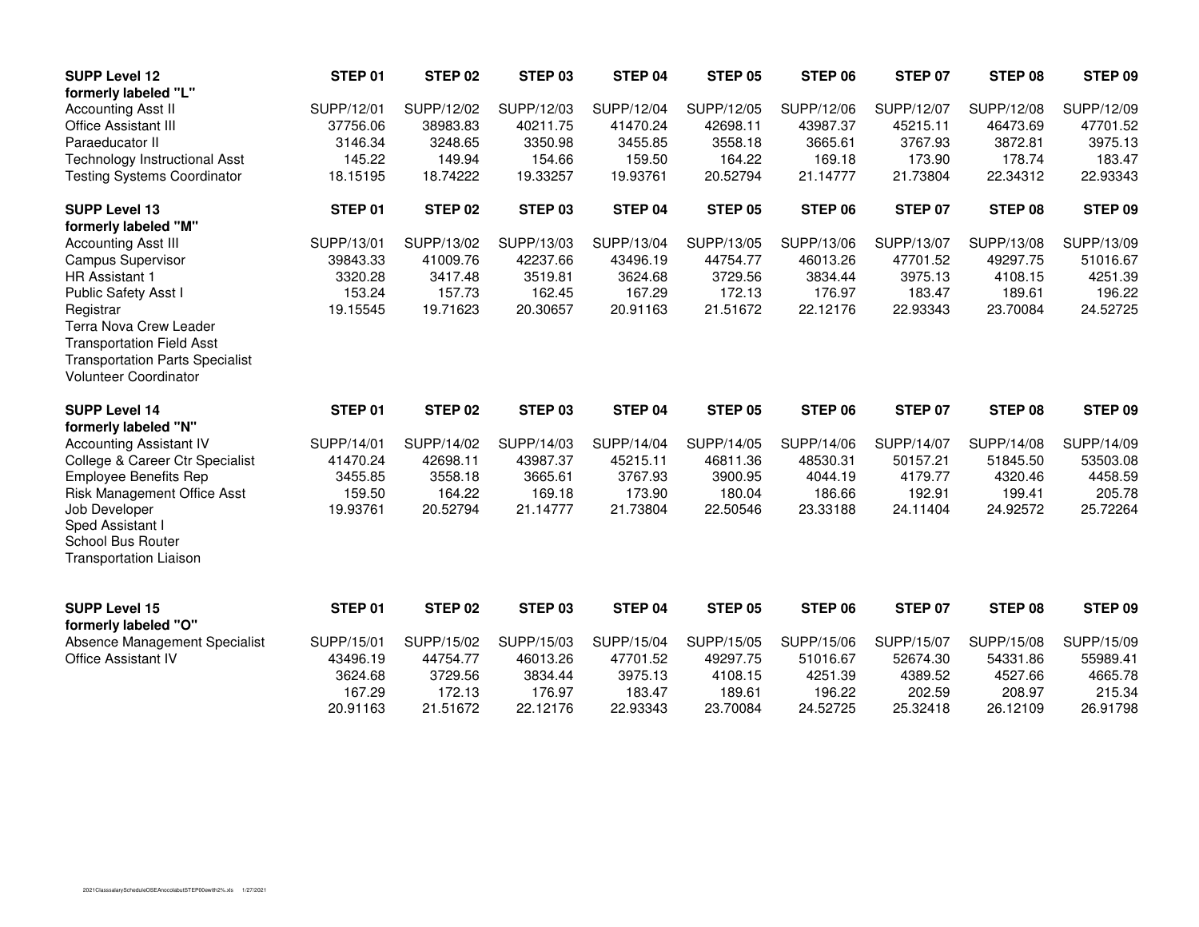| SUPP Level 12 | STEP 01 | STEP 02 | STEP 03 | STEP 04 | STEP 05 | STEP 06 | STEP 07 | STEP 08 | STEP 09 |
|---|---|---|---|---|---|---|---|---|---|
| formerly labeled "L" | | | | | | | | | |
| Accounting Asst II | SUPP/12/01 | SUPP/12/02 | SUPP/12/03 | SUPP/12/04 | SUPP/12/05 | SUPP/12/06 | SUPP/12/07 | SUPP/12/08 | SUPP/12/09 |
| Office Assistant III | 37756.06 | 38983.83 | 40211.75 | 41470.24 | 42698.11 | 43987.37 | 45215.11 | 46473.69 | 47701.52 |
| Paraeducator II | 3146.34 | 3248.65 | 3350.98 | 3455.85 | 3558.18 | 3665.61 | 3767.93 | 3872.81 | 3975.13 |
| Technology Instructional Asst | 145.22 | 149.94 | 154.66 | 159.50 | 164.22 | 169.18 | 173.90 | 178.74 | 183.47 |
| Testing Systems Coordinator | 18.15195 | 18.74222 | 19.33257 | 19.93761 | 20.52794 | 21.14777 | 21.73804 | 22.34312 | 22.93343 |

| SUPP Level 13 | STEP 01 | STEP 02 | STEP 03 | STEP 04 | STEP 05 | STEP 06 | STEP 07 | STEP 08 | STEP 09 |
|---|---|---|---|---|---|---|---|---|---|
| formerly labeled "M" | | | | | | | | | |
| Accounting Asst III | SUPP/13/01 | SUPP/13/02 | SUPP/13/03 | SUPP/13/04 | SUPP/13/05 | SUPP/13/06 | SUPP/13/07 | SUPP/13/08 | SUPP/13/09 |
| Campus Supervisor | 39843.33 | 41009.76 | 42237.66 | 43496.19 | 44754.77 | 46013.26 | 47701.52 | 49297.75 | 51016.67 |
| HR Assistant 1 | 3320.28 | 3417.48 | 3519.81 | 3624.68 | 3729.56 | 3834.44 | 3975.13 | 4108.15 | 4251.39 |
| Public Safety Asst I | 153.24 | 157.73 | 162.45 | 167.29 | 172.13 | 176.97 | 183.47 | 189.61 | 196.22 |
| Registrar | 19.15545 | 19.71623 | 20.30657 | 20.91163 | 21.51672 | 22.12176 | 22.93343 | 23.70084 | 24.52725 |
| Terra Nova Crew Leader | | | | | | | | | |
| Transportation Field Asst | | | | | | | | | |
| Transportation Parts Specialist | | | | | | | | | |
| Volunteer Coordinator | | | | | | | | | |

| SUPP Level 14 | STEP 01 | STEP 02 | STEP 03 | STEP 04 | STEP 05 | STEP 06 | STEP 07 | STEP 08 | STEP 09 |
|---|---|---|---|---|---|---|---|---|---|
| formerly labeled "N" | | | | | | | | | |
| Accounting Assistant IV | SUPP/14/01 | SUPP/14/02 | SUPP/14/03 | SUPP/14/04 | SUPP/14/05 | SUPP/14/06 | SUPP/14/07 | SUPP/14/08 | SUPP/14/09 |
| College & Career Ctr Specialist | 41470.24 | 42698.11 | 43987.37 | 45215.11 | 46811.36 | 48530.31 | 50157.21 | 51845.50 | 53503.08 |
| Employee Benefits Rep | 3455.85 | 3558.18 | 3665.61 | 3767.93 | 3900.95 | 4044.19 | 4179.77 | 4320.46 | 4458.59 |
| Risk Management Office Asst | 159.50 | 164.22 | 169.18 | 173.90 | 180.04 | 186.66 | 192.91 | 199.41 | 205.78 |
| Job Developer | 19.93761 | 20.52794 | 21.14777 | 21.73804 | 22.50546 | 23.33188 | 24.11404 | 24.92572 | 25.72264 |
| Sped Assistant I | | | | | | | | | |
| School Bus Router | | | | | | | | | |
| Transportation Liaison | | | | | | | | | |

| SUPP Level 15 | STEP 01 | STEP 02 | STEP 03 | STEP 04 | STEP 05 | STEP 06 | STEP 07 | STEP 08 | STEP 09 |
|---|---|---|---|---|---|---|---|---|---|
| formerly labeled "O" | | | | | | | | | |
| Absence Management Specialist | SUPP/15/01 | SUPP/15/02 | SUPP/15/03 | SUPP/15/04 | SUPP/15/05 | SUPP/15/06 | SUPP/15/07 | SUPP/15/08 | SUPP/15/09 |
| Office Assistant IV | 43496.19 | 44754.77 | 46013.26 | 47701.52 | 49297.75 | 51016.67 | 52674.30 | 54331.86 | 55989.41 |
| | 3624.68 | 3729.56 | 3834.44 | 3975.13 | 4108.15 | 4251.39 | 4389.52 | 4527.66 | 4665.78 |
| | 167.29 | 172.13 | 176.97 | 183.47 | 189.61 | 196.22 | 202.59 | 208.97 | 215.34 |
| | 20.91163 | 21.51672 | 22.12176 | 22.93343 | 23.70084 | 24.52725 | 25.32418 | 26.12109 | 26.91798 |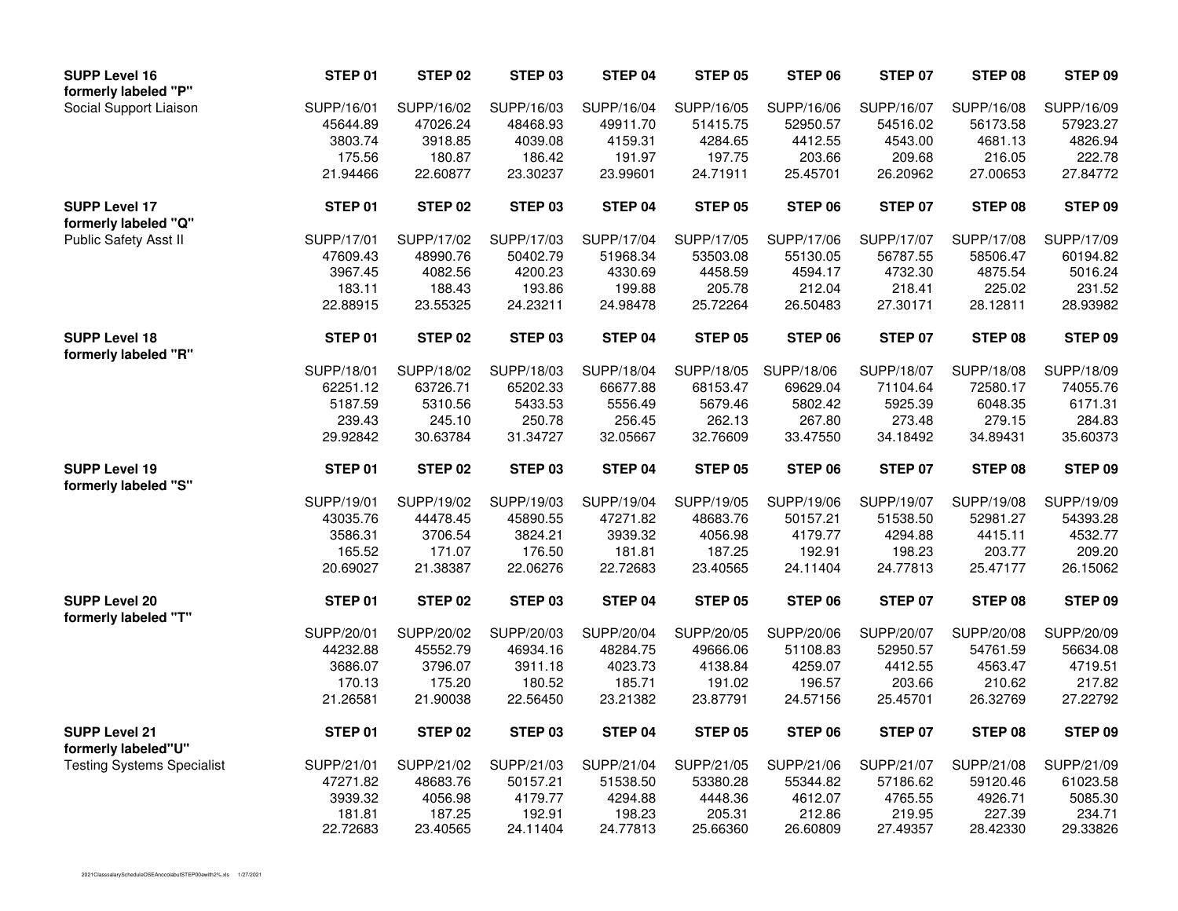| SUPP Level 16 formerly labeled "P" | STEP 01 | STEP 02 | STEP 03 | STEP 04 | STEP 05 | STEP 06 | STEP 07 | STEP 08 | STEP 09 |
|---|---|---|---|---|---|---|---|---|---|
| Social Support Liaison | SUPP/16/01 | SUPP/16/02 | SUPP/16/03 | SUPP/16/04 | SUPP/16/05 | SUPP/16/06 | SUPP/16/07 | SUPP/16/08 | SUPP/16/09 |
| | 45644.89 | 47026.24 | 48468.93 | 49911.70 | 51415.75 | 52950.57 | 54516.02 | 56173.58 | 57923.27 |
| | 3803.74 | 3918.85 | 4039.08 | 4159.31 | 4284.65 | 4412.55 | 4543.00 | 4681.13 | 4826.94 |
| | 175.56 | 180.87 | 186.42 | 191.97 | 197.75 | 203.66 | 209.68 | 216.05 | 222.78 |
| | 21.94466 | 22.60877 | 23.30237 | 23.99601 | 24.71911 | 25.45701 | 26.20962 | 27.00653 | 27.84772 |

| SUPP Level 17 formerly labeled "Q" | STEP 01 | STEP 02 | STEP 03 | STEP 04 | STEP 05 | STEP 06 | STEP 07 | STEP 08 | STEP 09 |
|---|---|---|---|---|---|---|---|---|---|
| Public Safety Asst II | SUPP/17/01 | SUPP/17/02 | SUPP/17/03 | SUPP/17/04 | SUPP/17/05 | SUPP/17/06 | SUPP/17/07 | SUPP/17/08 | SUPP/17/09 |
| | 47609.43 | 48990.76 | 50402.79 | 51968.34 | 53503.08 | 55130.05 | 56787.55 | 58506.47 | 60194.82 |
| | 3967.45 | 4082.56 | 4200.23 | 4330.69 | 4458.59 | 4594.17 | 4732.30 | 4875.54 | 5016.24 |
| | 183.11 | 188.43 | 193.86 | 199.88 | 205.78 | 212.04 | 218.41 | 225.02 | 231.52 |
| | 22.88915 | 23.55325 | 24.23211 | 24.98478 | 25.72264 | 26.50483 | 27.30171 | 28.12811 | 28.93982 |

| SUPP Level 18 formerly labeled "R" | STEP 01 | STEP 02 | STEP 03 | STEP 04 | STEP 05 | STEP 06 | STEP 07 | STEP 08 | STEP 09 |
|---|---|---|---|---|---|---|---|---|---|
| | SUPP/18/01 | SUPP/18/02 | SUPP/18/03 | SUPP/18/04 | SUPP/18/05 | SUPP/18/06 | SUPP/18/07 | SUPP/18/08 | SUPP/18/09 |
| | 62251.12 | 63726.71 | 65202.33 | 66677.88 | 68153.47 | 69629.04 | 71104.64 | 72580.17 | 74055.76 |
| | 5187.59 | 5310.56 | 5433.53 | 5556.49 | 5679.46 | 5802.42 | 5925.39 | 6048.35 | 6171.31 |
| | 239.43 | 245.10 | 250.78 | 256.45 | 262.13 | 267.80 | 273.48 | 279.15 | 284.83 |
| | 29.92842 | 30.63784 | 31.34727 | 32.05667 | 32.76609 | 33.47550 | 34.18492 | 34.89431 | 35.60373 |

| SUPP Level 19 formerly labeled "S" | STEP 01 | STEP 02 | STEP 03 | STEP 04 | STEP 05 | STEP 06 | STEP 07 | STEP 08 | STEP 09 |
|---|---|---|---|---|---|---|---|---|---|
| | SUPP/19/01 | SUPP/19/02 | SUPP/19/03 | SUPP/19/04 | SUPP/19/05 | SUPP/19/06 | SUPP/19/07 | SUPP/19/08 | SUPP/19/09 |
| | 43035.76 | 44478.45 | 45890.55 | 47271.82 | 48683.76 | 50157.21 | 51538.50 | 52981.27 | 54393.28 |
| | 3586.31 | 3706.54 | 3824.21 | 3939.32 | 4056.98 | 4179.77 | 4294.88 | 4415.11 | 4532.77 |
| | 165.52 | 171.07 | 176.50 | 181.81 | 187.25 | 192.91 | 198.23 | 203.77 | 209.20 |
| | 20.69027 | 21.38387 | 22.06276 | 22.72683 | 23.40565 | 24.11404 | 24.77813 | 25.47177 | 26.15062 |

| SUPP Level 20 formerly labeled "T" | STEP 01 | STEP 02 | STEP 03 | STEP 04 | STEP 05 | STEP 06 | STEP 07 | STEP 08 | STEP 09 |
|---|---|---|---|---|---|---|---|---|---|
| | SUPP/20/01 | SUPP/20/02 | SUPP/20/03 | SUPP/20/04 | SUPP/20/05 | SUPP/20/06 | SUPP/20/07 | SUPP/20/08 | SUPP/20/09 |
| | 44232.88 | 45552.79 | 46934.16 | 48284.75 | 49666.06 | 51108.83 | 52950.57 | 54761.59 | 56634.08 |
| | 3686.07 | 3796.07 | 3911.18 | 4023.73 | 4138.84 | 4259.07 | 4412.55 | 4563.47 | 4719.51 |
| | 170.13 | 175.20 | 180.52 | 185.71 | 191.02 | 196.57 | 203.66 | 210.62 | 217.82 |
| | 21.26581 | 21.90038 | 22.56450 | 23.21382 | 23.87791 | 24.57156 | 25.45701 | 26.32769 | 27.22792 |

| SUPP Level 21 formerly labeled"U" | STEP 01 | STEP 02 | STEP 03 | STEP 04 | STEP 05 | STEP 06 | STEP 07 | STEP 08 | STEP 09 |
|---|---|---|---|---|---|---|---|---|---|
| Testing Systems Specialist | SUPP/21/01 | SUPP/21/02 | SUPP/21/03 | SUPP/21/04 | SUPP/21/05 | SUPP/21/06 | SUPP/21/07 | SUPP/21/08 | SUPP/21/09 |
| | 47271.82 | 48683.76 | 50157.21 | 51538.50 | 53380.28 | 55344.82 | 57186.62 | 59120.46 | 61023.58 |
| | 3939.32 | 4056.98 | 4179.77 | 4294.88 | 4448.36 | 4612.07 | 4765.55 | 4926.71 | 5085.30 |
| | 181.81 | 187.25 | 192.91 | 198.23 | 205.31 | 212.86 | 219.95 | 227.39 | 234.71 |
| | 22.72683 | 23.40565 | 24.11404 | 24.77813 | 25.66360 | 26.60809 | 27.49357 | 28.42330 | 29.33826 |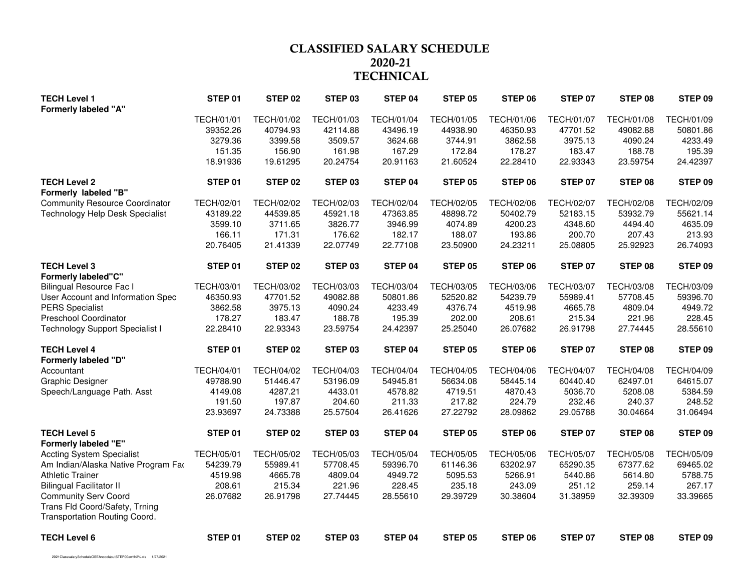# CLASSIFIED SALARY SCHEDULE
## 2020-21
## TECHNICAL

| TECH Level 1 | STEP 01 | STEP 02 | STEP 03 | STEP 04 | STEP 05 | STEP 06 | STEP 07 | STEP 08 | STEP 09 |
|---|---|---|---|---|---|---|---|---|---|
| Formerly labeled "A" | | | | | | | | | |
| | TECH/01/01 | TECH/01/02 | TECH/01/03 | TECH/01/04 | TECH/01/05 | TECH/01/06 | TECH/01/07 | TECH/01/08 | TECH/01/09 |
| | 39352.26 | 40794.93 | 42114.88 | 43496.19 | 44938.90 | 46350.93 | 47701.52 | 49082.88 | 50801.86 |
| | 3279.36 | 3399.58 | 3509.57 | 3624.68 | 3744.91 | 3862.58 | 3975.13 | 4090.24 | 4233.49 |
| | 151.35 | 156.90 | 161.98 | 167.29 | 172.84 | 178.27 | 183.47 | 188.78 | 195.39 |
| | 18.91936 | 19.61295 | 20.24754 | 20.91163 | 21.60524 | 22.28410 | 22.93343 | 23.59754 | 24.42397 |

| TECH Level 2 | STEP 01 | STEP 02 | STEP 03 | STEP 04 | STEP 05 | STEP 06 | STEP 07 | STEP 08 | STEP 09 |
|---|---|---|---|---|---|---|---|---|---|
| Formerly labeled "B" | | | | | | | | | |
| Community Resource Coordinator | TECH/02/01 | TECH/02/02 | TECH/02/03 | TECH/02/04 | TECH/02/05 | TECH/02/06 | TECH/02/07 | TECH/02/08 | TECH/02/09 |
| Technology Help Desk Specialist | 43189.22 | 44539.85 | 45921.18 | 47363.85 | 48898.72 | 50402.79 | 52183.15 | 53932.79 | 55621.14 |
| | 3599.10 | 3711.65 | 3826.77 | 3946.99 | 4074.89 | 4200.23 | 4348.60 | 4494.40 | 4635.09 |
| | 166.11 | 171.31 | 176.62 | 182.17 | 188.07 | 193.86 | 200.70 | 207.43 | 213.93 |
| | 20.76405 | 21.41339 | 22.07749 | 22.77108 | 23.50900 | 24.23211 | 25.08805 | 25.92923 | 26.74093 |

| TECH Level 3 | STEP 01 | STEP 02 | STEP 03 | STEP 04 | STEP 05 | STEP 06 | STEP 07 | STEP 08 | STEP 09 |
|---|---|---|---|---|---|---|---|---|---|
| Formerly labeled"C" | | | | | | | | | |
| Bilingual Resource Fac I | TECH/03/01 | TECH/03/02 | TECH/03/03 | TECH/03/04 | TECH/03/05 | TECH/03/06 | TECH/03/07 | TECH/03/08 | TECH/03/09 |
| User Account and Information Spec | 46350.93 | 47701.52 | 49082.88 | 50801.86 | 52520.82 | 54239.79 | 55989.41 | 57708.45 | 59396.70 |
| PERS Specialist | 3862.58 | 3975.13 | 4090.24 | 4233.49 | 4376.74 | 4519.98 | 4665.78 | 4809.04 | 4949.72 |
| Preschool Coordinator | 178.27 | 183.47 | 188.78 | 195.39 | 202.00 | 208.61 | 215.34 | 221.96 | 228.45 |
| Technology Support Specialist I | 22.28410 | 22.93343 | 23.59754 | 24.42397 | 25.25040 | 26.07682 | 26.91798 | 27.74445 | 28.55610 |

| TECH Level 4 | STEP 01 | STEP 02 | STEP 03 | STEP 04 | STEP 05 | STEP 06 | STEP 07 | STEP 08 | STEP 09 |
|---|---|---|---|---|---|---|---|---|---|
| Formerly labeled "D" | | | | | | | | | |
| Accountant | TECH/04/01 | TECH/04/02 | TECH/04/03 | TECH/04/04 | TECH/04/05 | TECH/04/06 | TECH/04/07 | TECH/04/08 | TECH/04/09 |
| Graphic Designer | 49788.90 | 51446.47 | 53196.09 | 54945.81 | 56634.08 | 58445.14 | 60440.40 | 62497.01 | 64615.07 |
| Speech/Language Path. Asst | 4149.08 | 4287.21 | 4433.01 | 4578.82 | 4719.51 | 4870.43 | 5036.70 | 5208.08 | 5384.59 |
| | 191.50 | 197.87 | 204.60 | 211.33 | 217.82 | 224.79 | 232.46 | 240.37 | 248.52 |
| | 23.93697 | 24.73388 | 25.57504 | 26.41626 | 27.22792 | 28.09862 | 29.05788 | 30.04664 | 31.06494 |

| TECH Level 5 | STEP 01 | STEP 02 | STEP 03 | STEP 04 | STEP 05 | STEP 06 | STEP 07 | STEP 08 | STEP 09 |
|---|---|---|---|---|---|---|---|---|---|
| Formerly labeled "E" | | | | | | | | | |
| Accting System Specialist | TECH/05/01 | TECH/05/02 | TECH/05/03 | TECH/05/04 | TECH/05/05 | TECH/05/06 | TECH/05/07 | TECH/05/08 | TECH/05/09 |
| Am Indian/Alaska Native Program Fac | 54239.79 | 55989.41 | 57708.45 | 59396.70 | 61146.36 | 63202.97 | 65290.35 | 67377.62 | 69465.02 |
| Athletic Trainer | 4519.98 | 4665.78 | 4809.04 | 4949.72 | 5095.53 | 5266.91 | 5440.86 | 5614.80 | 5788.75 |
| Bilingual Facilitator II | 208.61 | 215.34 | 221.96 | 228.45 | 235.18 | 243.09 | 251.12 | 259.14 | 267.17 |
| Community Serv Coord | 26.07682 | 26.91798 | 27.74445 | 28.55610 | 29.39729 | 30.38604 | 31.38959 | 32.39309 | 33.39665 |
| Trans Fld Coord/Safety, Trning | | | | | | | | | |
| Transportation Routing Coord. | | | | | | | | | |

| TECH Level 6 | STEP 01 | STEP 02 | STEP 03 | STEP 04 | STEP 05 | STEP 06 | STEP 07 | STEP 08 | STEP 09 |
|---|---|---|---|---|---|---|---|---|---|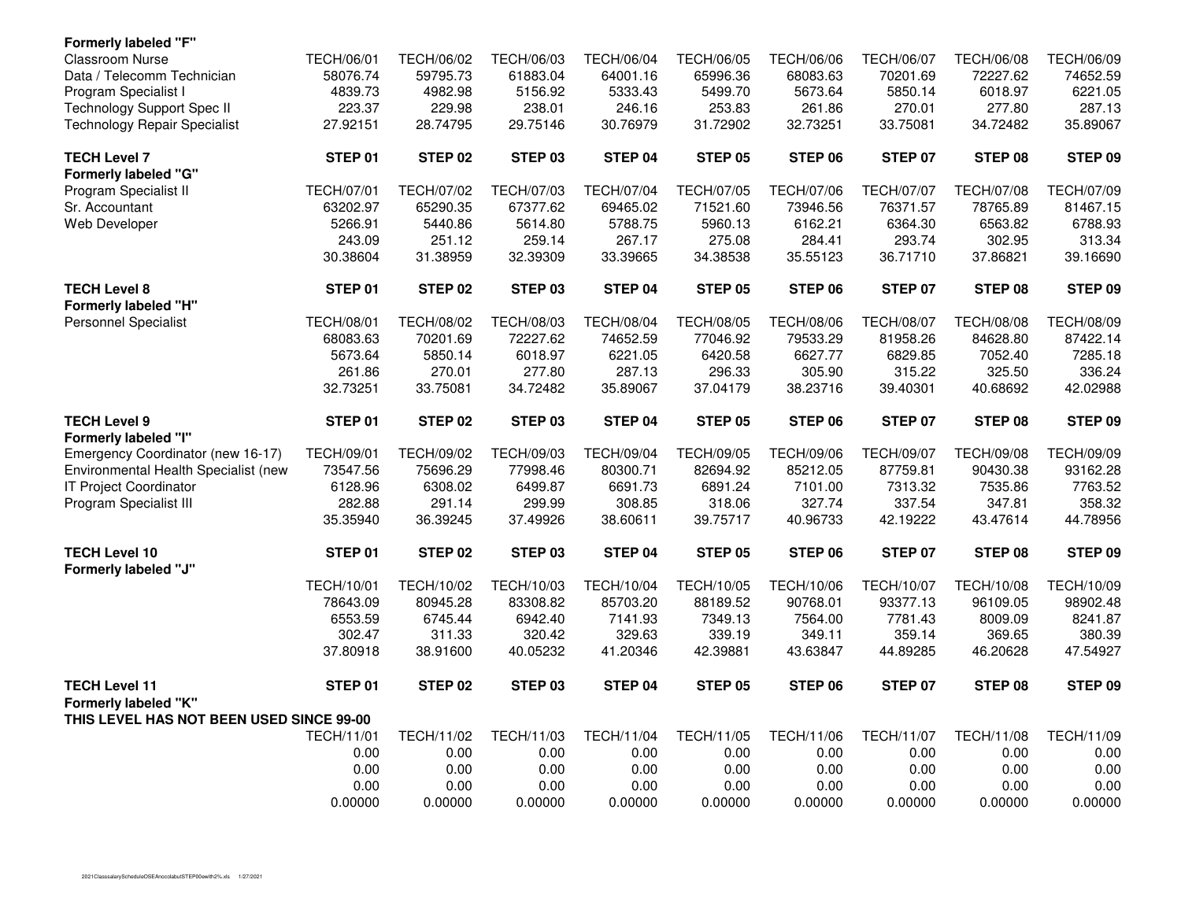| **Formerly labeled "F"** | | | | | | | | | |
|---|---|---|---|---|---|---|---|---|---|
| Classroom Nurse | TECH/06/01 | TECH/06/02 | TECH/06/03 | TECH/06/04 | TECH/06/05 | TECH/06/06 | TECH/06/07 | TECH/06/08 | TECH/06/09 |
| Data / Telecomm Technician | 58076.74 | 59795.73 | 61883.04 | 64001.16 | 65996.36 | 68083.63 | 70201.69 | 72227.62 | 74652.59 |
| Program Specialist I | 4839.73 | 4982.98 | 5156.92 | 5333.43 | 5499.70 | 5673.64 | 5850.14 | 6018.97 | 6221.05 |
| Technology Support Spec II | 223.37 | 229.98 | 238.01 | 246.16 | 253.83 | 261.86 | 270.01 | 277.80 | 287.13 |
| Technology Repair Specialist | 27.92151 | 28.74795 | 29.75146 | 30.76979 | 31.72902 | 32.73251 | 33.75081 | 34.72482 | 35.89067 |

| **TECH Level 7** | **STEP 01** | **STEP 02** | **STEP 03** | **STEP 04** | **STEP 05** | **STEP 06** | **STEP 07** | **STEP 08** | **STEP 09** |
|---|---|---|---|---|---|---|---|---|---|
| **Formerly labeled "G"** | | | | | | | | | |
| Program Specialist II | TECH/07/01 | TECH/07/02 | TECH/07/03 | TECH/07/04 | TECH/07/05 | TECH/07/06 | TECH/07/07 | TECH/07/08 | TECH/07/09 |
| Sr. Accountant | 63202.97 | 65290.35 | 67377.62 | 69465.02 | 71521.60 | 73946.56 | 76371.57 | 78765.89 | 81467.15 |
| Web Developer | 5266.91 | 5440.86 | 5614.80 | 5788.75 | 5960.13 | 6162.21 | 6364.30 | 6563.82 | 6788.93 |
| | 243.09 | 251.12 | 259.14 | 267.17 | 275.08 | 284.41 | 293.74 | 302.95 | 313.34 |
| | 30.38604 | 31.38959 | 32.39309 | 33.39665 | 34.38538 | 35.55123 | 36.71710 | 37.86821 | 39.16690 |

| **TECH Level 8** | **STEP 01** | **STEP 02** | **STEP 03** | **STEP 04** | **STEP 05** | **STEP 06** | **STEP 07** | **STEP 08** | **STEP 09** |
|---|---|---|---|---|---|---|---|---|---|
| **Formerly labeled "H"** | | | | | | | | | |
| Personnel Specialist | TECH/08/01 | TECH/08/02 | TECH/08/03 | TECH/08/04 | TECH/08/05 | TECH/08/06 | TECH/08/07 | TECH/08/08 | TECH/08/09 |
| | 68083.63 | 70201.69 | 72227.62 | 74652.59 | 77046.92 | 79533.29 | 81958.26 | 84628.80 | 87422.14 |
| | 5673.64 | 5850.14 | 6018.97 | 6221.05 | 6420.58 | 6627.77 | 6829.85 | 7052.40 | 7285.18 |
| | 261.86 | 270.01 | 277.80 | 287.13 | 296.33 | 305.90 | 315.22 | 325.50 | 336.24 |
| | 32.73251 | 33.75081 | 34.72482 | 35.89067 | 37.04179 | 38.23716 | 39.40301 | 40.68692 | 42.02988 |

| **TECH Level 9** | **STEP 01** | **STEP 02** | **STEP 03** | **STEP 04** | **STEP 05** | **STEP 06** | **STEP 07** | **STEP 08** | **STEP 09** |
|---|---|---|---|---|---|---|---|---|---|
| **Formerly labeled "I"** | | | | | | | | | |
| Emergency Coordinator (new 16-17) | TECH/09/01 | TECH/09/02 | TECH/09/03 | TECH/09/04 | TECH/09/05 | TECH/09/06 | TECH/09/07 | TECH/09/08 | TECH/09/09 |
| Environmental Health Specialist (new | 73547.56 | 75696.29 | 77998.46 | 80300.71 | 82694.92 | 85212.05 | 87759.81 | 90430.38 | 93162.28 |
| IT Project Coordinator | 6128.96 | 6308.02 | 6499.87 | 6691.73 | 6891.24 | 7101.00 | 7313.32 | 7535.86 | 7763.52 |
| Program Specialist III | 282.88 | 291.14 | 299.99 | 308.85 | 318.06 | 327.74 | 337.54 | 347.81 | 358.32 |
| | 35.35940 | 36.39245 | 37.49926 | 38.60611 | 39.75717 | 40.96733 | 42.19222 | 43.47614 | 44.78956 |

| **TECH Level 10** | **STEP 01** | **STEP 02** | **STEP 03** | **STEP 04** | **STEP 05** | **STEP 06** | **STEP 07** | **STEP 08** | **STEP 09** |
|---|---|---|---|---|---|---|---|---|---|
| **Formerly labeled "J"** | | | | | | | | | |
| | TECH/10/01 | TECH/10/02 | TECH/10/03 | TECH/10/04 | TECH/10/05 | TECH/10/06 | TECH/10/07 | TECH/10/08 | TECH/10/09 |
| | 78643.09 | 80945.28 | 83308.82 | 85703.20 | 88189.52 | 90768.01 | 93377.13 | 96109.05 | 98902.48 |
| | 6553.59 | 6745.44 | 6942.40 | 7141.93 | 7349.13 | 7564.00 | 7781.43 | 8009.09 | 8241.87 |
| | 302.47 | 311.33 | 320.42 | 329.63 | 339.19 | 349.11 | 359.14 | 369.65 | 380.39 |
| | 37.80918 | 38.91600 | 40.05232 | 41.20346 | 42.39881 | 43.63847 | 44.89285 | 46.20628 | 47.54927 |

| **TECH Level 11** | **STEP 01** | **STEP 02** | **STEP 03** | **STEP 04** | **STEP 05** | **STEP 06** | **STEP 07** | **STEP 08** | **STEP 09** |
|---|---|---|---|---|---|---|---|---|---|
| **Formerly labeled "K"** | | | | | | | | | |
| **THIS LEVEL HAS NOT BEEN USED SINCE 99-00** | | | | | | | | | |
| | TECH/11/01 | TECH/11/02 | TECH/11/03 | TECH/11/04 | TECH/11/05 | TECH/11/06 | TECH/11/07 | TECH/11/08 | TECH/11/09 |
| | 0.00 | 0.00 | 0.00 | 0.00 | 0.00 | 0.00 | 0.00 | 0.00 | 0.00 |
| | 0.00 | 0.00 | 0.00 | 0.00 | 0.00 | 0.00 | 0.00 | 0.00 | 0.00 |
| | 0.00 | 0.00 | 0.00 | 0.00 | 0.00 | 0.00 | 0.00 | 0.00 | 0.00 |
| | 0.00000 | 0.00000 | 0.00000 | 0.00000 | 0.00000 | 0.00000 | 0.00000 | 0.00000 | 0.00000 |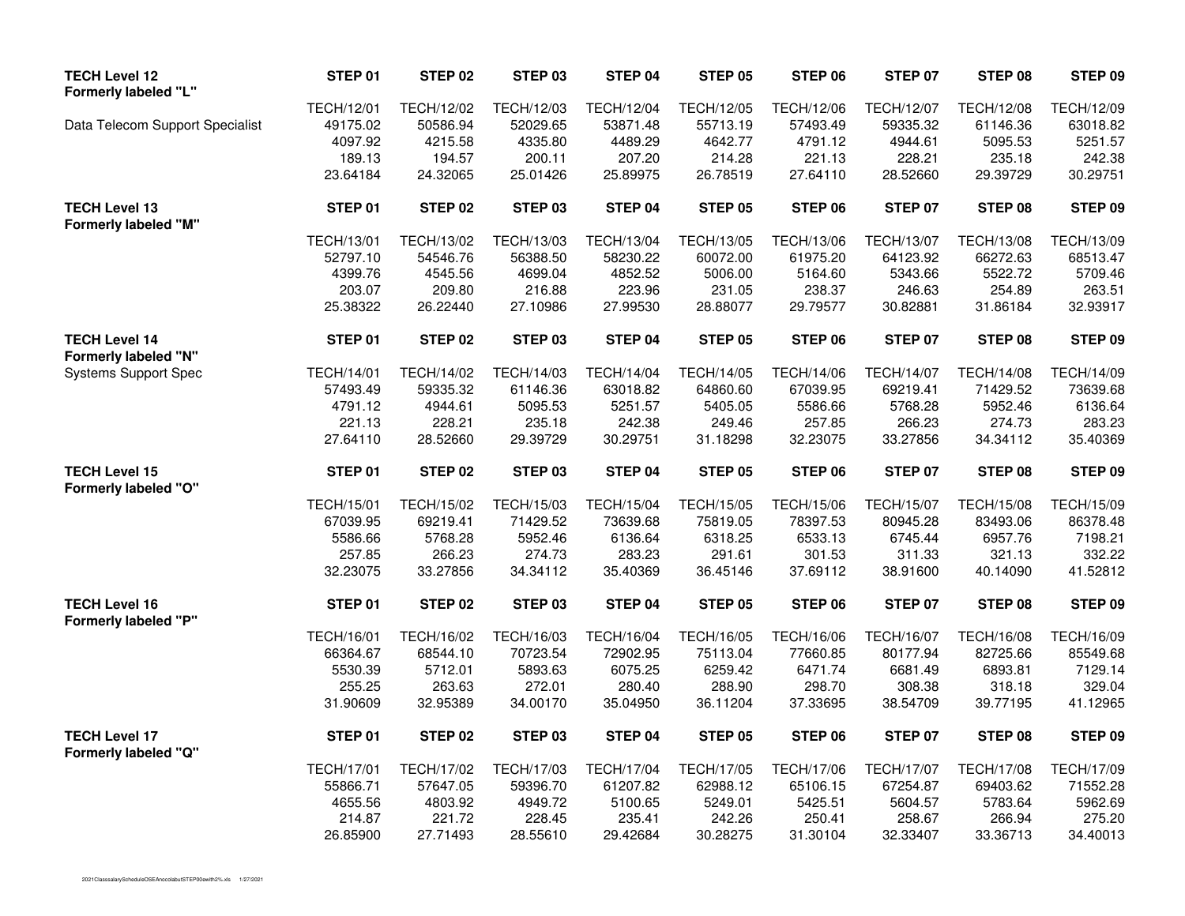| TECH Level 12<br>Formerly labeled "L" | STEP 01 | STEP 02 | STEP 03 | STEP 04 | STEP 05 | STEP 06 | STEP 07 | STEP 08 | STEP 09 |
|---|---|---|---|---|---|---|---|---|---|
| | TECH/12/01 | TECH/12/02 | TECH/12/03 | TECH/12/04 | TECH/12/05 | TECH/12/06 | TECH/12/07 | TECH/12/08 | TECH/12/09 |
| Data Telecom Support Specialist | 49175.02 | 50586.94 | 52029.65 | 53871.48 | 55713.19 | 57493.49 | 59335.32 | 61146.36 | 63018.82 |
| | 4097.92 | 4215.58 | 4335.80 | 4489.29 | 4642.77 | 4791.12 | 4944.61 | 5095.53 | 5251.57 |
| | 189.13 | 194.57 | 200.11 | 207.20 | 214.28 | 221.13 | 228.21 | 235.18 | 242.38 |
| | 23.64184 | 24.32065 | 25.01426 | 25.89975 | 26.78519 | 27.64110 | 28.52660 | 29.39729 | 30.29751 |

| TECH Level 13<br>Formerly labeled "M" | STEP 01 | STEP 02 | STEP 03 | STEP 04 | STEP 05 | STEP 06 | STEP 07 | STEP 08 | STEP 09 |
|---|---|---|---|---|---|---|---|---|---|
| | TECH/13/01 | TECH/13/02 | TECH/13/03 | TECH/13/04 | TECH/13/05 | TECH/13/06 | TECH/13/07 | TECH/13/08 | TECH/13/09 |
| | 52797.10 | 54546.76 | 56388.50 | 58230.22 | 60072.00 | 61975.20 | 64123.92 | 66272.63 | 68513.47 |
| | 4399.76 | 4545.56 | 4699.04 | 4852.52 | 5006.00 | 5164.60 | 5343.66 | 5522.72 | 5709.46 |
| | 203.07 | 209.80 | 216.88 | 223.96 | 231.05 | 238.37 | 246.63 | 254.89 | 263.51 |
| | 25.38322 | 26.22440 | 27.10986 | 27.99530 | 28.88077 | 29.79577 | 30.82881 | 31.86184 | 32.93917 |

| TECH Level 14<br>Formerly labeled "N" | STEP 01 | STEP 02 | STEP 03 | STEP 04 | STEP 05 | STEP 06 | STEP 07 | STEP 08 | STEP 09 |
|---|---|---|---|---|---|---|---|---|---|
| Systems Support Spec | TECH/14/01 | TECH/14/02 | TECH/14/03 | TECH/14/04 | TECH/14/05 | TECH/14/06 | TECH/14/07 | TECH/14/08 | TECH/14/09 |
| | 57493.49 | 59335.32 | 61146.36 | 63018.82 | 64860.60 | 67039.95 | 69219.41 | 71429.52 | 73639.68 |
| | 4791.12 | 4944.61 | 5095.53 | 5251.57 | 5405.05 | 5586.66 | 5768.28 | 5952.46 | 6136.64 |
| | 221.13 | 228.21 | 235.18 | 242.38 | 249.46 | 257.85 | 266.23 | 274.73 | 283.23 |
| | 27.64110 | 28.52660 | 29.39729 | 30.29751 | 31.18298 | 32.23075 | 33.27856 | 34.34112 | 35.40369 |

| TECH Level 15<br>Formerly labeled "O" | STEP 01 | STEP 02 | STEP 03 | STEP 04 | STEP 05 | STEP 06 | STEP 07 | STEP 08 | STEP 09 |
|---|---|---|---|---|---|---|---|---|---|
| | TECH/15/01 | TECH/15/02 | TECH/15/03 | TECH/15/04 | TECH/15/05 | TECH/15/06 | TECH/15/07 | TECH/15/08 | TECH/15/09 |
| | 67039.95 | 69219.41 | 71429.52 | 73639.68 | 75819.05 | 78397.53 | 80945.28 | 83493.06 | 86378.48 |
| | 5586.66 | 5768.28 | 5952.46 | 6136.64 | 6318.25 | 6533.13 | 6745.44 | 6957.76 | 7198.21 |
| | 257.85 | 266.23 | 274.73 | 283.23 | 291.61 | 301.53 | 311.33 | 321.13 | 332.22 |
| | 32.23075 | 33.27856 | 34.34112 | 35.40369 | 36.45146 | 37.69112 | 38.91600 | 40.14090 | 41.52812 |

| TECH Level 16<br>Formerly labeled "P" | STEP 01 | STEP 02 | STEP 03 | STEP 04 | STEP 05 | STEP 06 | STEP 07 | STEP 08 | STEP 09 |
|---|---|---|---|---|---|---|---|---|---|
| | TECH/16/01 | TECH/16/02 | TECH/16/03 | TECH/16/04 | TECH/16/05 | TECH/16/06 | TECH/16/07 | TECH/16/08 | TECH/16/09 |
| | 66364.67 | 68544.10 | 70723.54 | 72902.95 | 75113.04 | 77660.85 | 80177.94 | 82725.66 | 85549.68 |
| | 5530.39 | 5712.01 | 5893.63 | 6075.25 | 6259.42 | 6471.74 | 6681.49 | 6893.81 | 7129.14 |
| | 255.25 | 263.63 | 272.01 | 280.40 | 288.90 | 298.70 | 308.38 | 318.18 | 329.04 |
| | 31.90609 | 32.95389 | 34.00170 | 35.04950 | 36.11204 | 37.33695 | 38.54709 | 39.77195 | 41.12965 |

| TECH Level 17<br>Formerly labeled "Q" | STEP 01 | STEP 02 | STEP 03 | STEP 04 | STEP 05 | STEP 06 | STEP 07 | STEP 08 | STEP 09 |
|---|---|---|---|---|---|---|---|---|---|
| | TECH/17/01 | TECH/17/02 | TECH/17/03 | TECH/17/04 | TECH/17/05 | TECH/17/06 | TECH/17/07 | TECH/17/08 | TECH/17/09 |
| | 55866.71 | 57647.05 | 59396.70 | 61207.82 | 62988.12 | 65106.15 | 67254.87 | 69403.62 | 71552.28 |
| | 4655.56 | 4803.92 | 4949.72 | 5100.65 | 5249.01 | 5425.51 | 5604.57 | 5783.64 | 5962.69 |
| | 214.87 | 221.72 | 228.45 | 235.41 | 242.26 | 250.41 | 258.67 | 266.94 | 275.20 |
| | 26.85900 | 27.71493 | 28.55610 | 29.42684 | 30.28275 | 31.30104 | 32.33407 | 33.36713 | 34.40013 |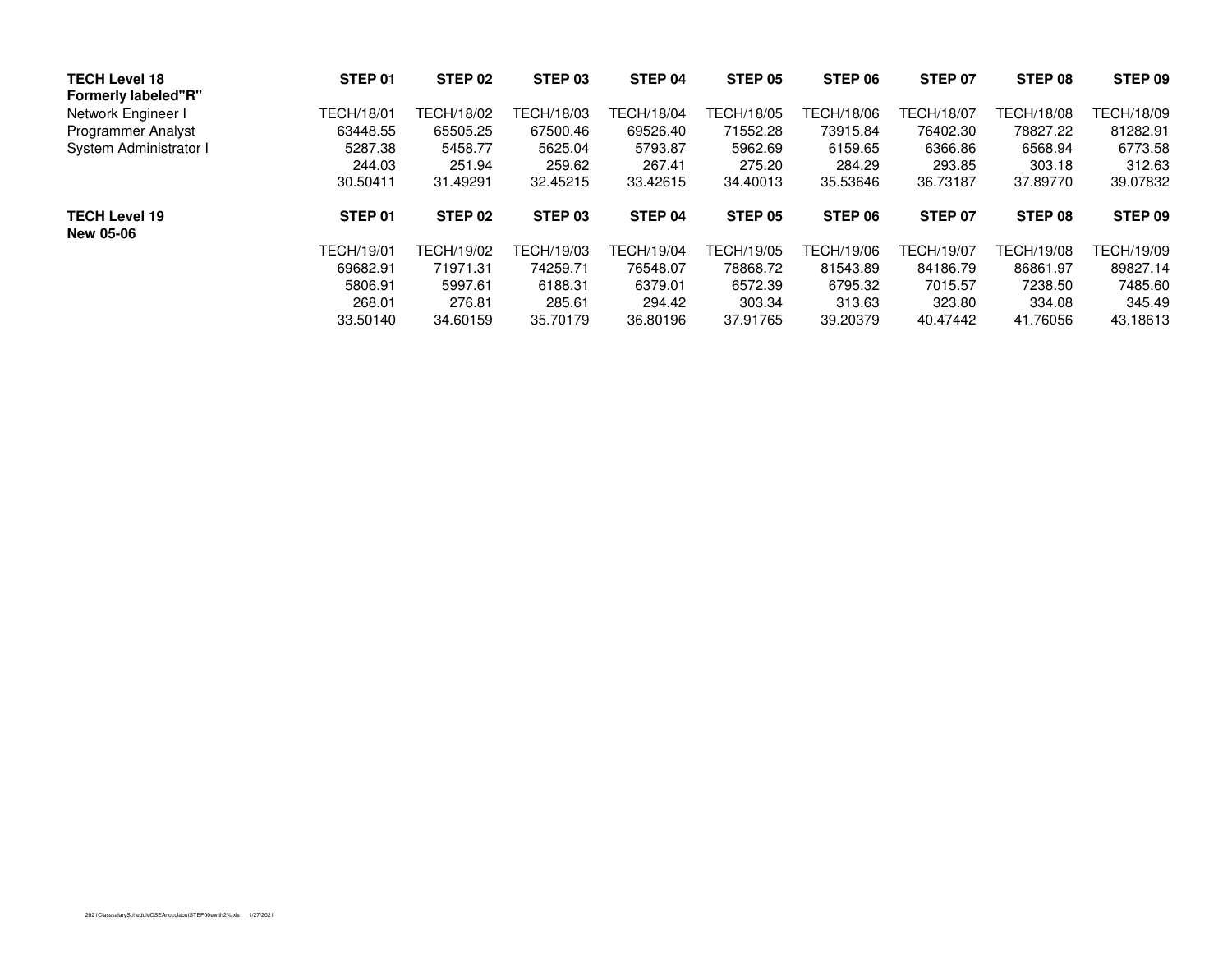| TECH Level 18 | STEP 01 | STEP 02 | STEP 03 | STEP 04 | STEP 05 | STEP 06 | STEP 07 | STEP 08 | STEP 09 |
|---|---|---|---|---|---|---|---|---|---|
| **Formerly labeled"R"** | | | | | | | | | |
| Network Engineer I | TECH/18/01 | TECH/18/02 | TECH/18/03 | TECH/18/04 | TECH/18/05 | TECH/18/06 | TECH/18/07 | TECH/18/08 | TECH/18/09 |
| Programmer Analyst | 63448.55 | 65505.25 | 67500.46 | 69526.40 | 71552.28 | 73915.84 | 76402.30 | 78827.22 | 81282.91 |
| System Administrator I | 5287.38 | 5458.77 | 5625.04 | 5793.87 | 5962.69 | 6159.65 | 6366.86 | 6568.94 | 6773.58 |
| | 244.03 | 251.94 | 259.62 | 267.41 | 275.20 | 284.29 | 293.85 | 303.18 | 312.63 |
| | 30.50411 | 31.49291 | 32.45215 | 33.42615 | 34.40013 | 35.53646 | 36.73187 | 37.89770 | 39.07832 |

| TECH Level 19 | STEP 01 | STEP 02 | STEP 03 | STEP 04 | STEP 05 | STEP 06 | STEP 07 | STEP 08 | STEP 09 |
|---|---|---|---|---|---|---|---|---|---|
| **New 05-06** | | | | | | | | | |
| | TECH/19/01 | TECH/19/02 | TECH/19/03 | TECH/19/04 | TECH/19/05 | TECH/19/06 | TECH/19/07 | TECH/19/08 | TECH/19/09 |
| | 69682.91 | 71971.31 | 74259.71 | 76548.07 | 78868.72 | 81543.89 | 84186.79 | 86861.97 | 89827.14 |
| | 5806.91 | 5997.61 | 6188.31 | 6379.01 | 6572.39 | 6795.32 | 7015.57 | 7238.50 | 7485.60 |
| | 268.01 | 276.81 | 285.61 | 294.42 | 303.34 | 313.63 | 323.80 | 334.08 | 345.49 |
| | 33.50140 | 34.60159 | 35.70179 | 36.80196 | 37.91765 | 39.20379 | 40.47442 | 41.76056 | 43.18613 |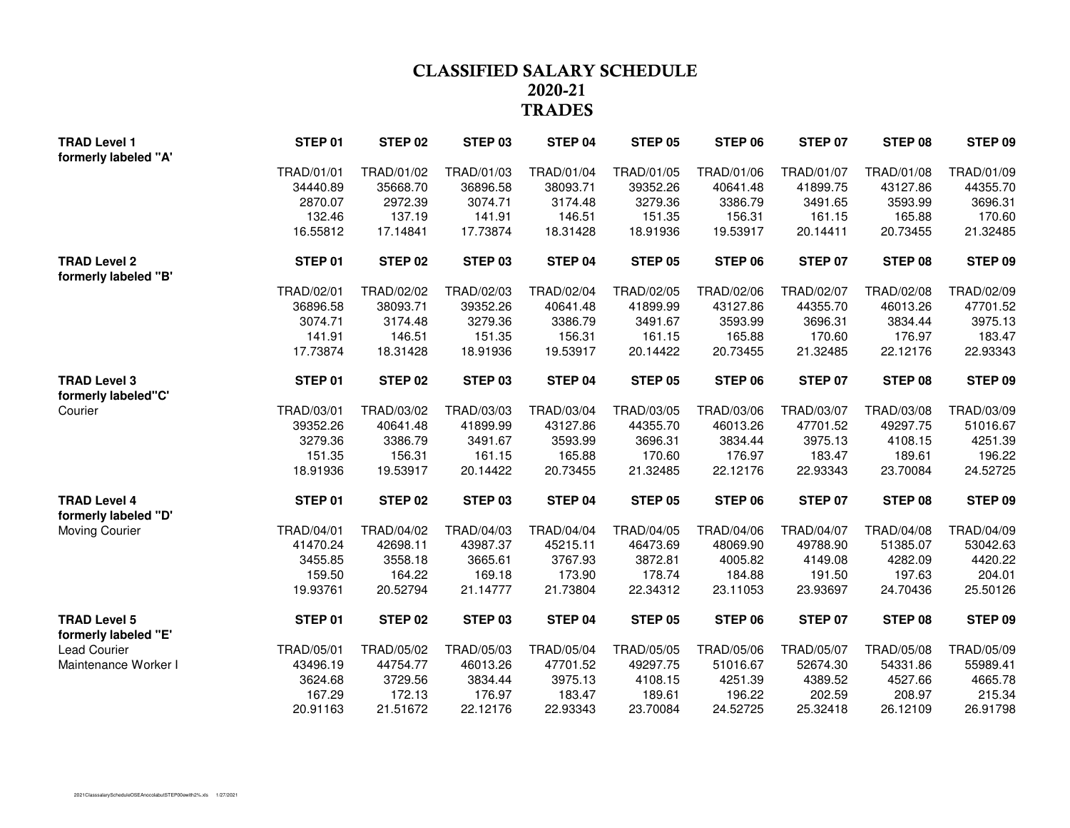# CLASSIFIED SALARY SCHEDULE
## 2020-21
## TRADES

| | STEP 01 | STEP 02 | STEP 03 | STEP 04 | STEP 05 | STEP 06 | STEP 07 | STEP 08 | STEP 09 |
|---|---|---|---|---|---|---|---|---|---|
| **TRAD Level 1** formerly labeled "A' | | | | | | | | | |
| | TRAD/01/01 | TRAD/01/02 | TRAD/01/03 | TRAD/01/04 | TRAD/01/05 | TRAD/01/06 | TRAD/01/07 | TRAD/01/08 | TRAD/01/09 |
| | 34440.89 | 35668.70 | 36896.58 | 38093.71 | 39352.26 | 40641.48 | 41899.75 | 43127.86 | 44355.70 |
| | 2870.07 | 2972.39 | 3074.71 | 3174.48 | 3279.36 | 3386.79 | 3491.65 | 3593.99 | 3696.31 |
| | 132.46 | 137.19 | 141.91 | 146.51 | 151.35 | 156.31 | 161.15 | 165.88 | 170.60 |
| | 16.55812 | 17.14841 | 17.73874 | 18.31428 | 18.91936 | 19.53917 | 20.14411 | 20.73455 | 21.32485 |
| **TRAD Level 2** formerly labeled "B' | **STEP 01** | **STEP 02** | **STEP 03** | **STEP 04** | **STEP 05** | **STEP 06** | **STEP 07** | **STEP 08** | **STEP 09** |
| | TRAD/02/01 | TRAD/02/02 | TRAD/02/03 | TRAD/02/04 | TRAD/02/05 | TRAD/02/06 | TRAD/02/07 | TRAD/02/08 | TRAD/02/09 |
| | 36896.58 | 38093.71 | 39352.26 | 40641.48 | 41899.99 | 43127.86 | 44355.70 | 46013.26 | 47701.52 |
| | 3074.71 | 3174.48 | 3279.36 | 3386.79 | 3491.67 | 3593.99 | 3696.31 | 3834.44 | 3975.13 |
| | 141.91 | 146.51 | 151.35 | 156.31 | 161.15 | 165.88 | 170.60 | 176.97 | 183.47 |
| | 17.73874 | 18.31428 | 18.91936 | 19.53917 | 20.14422 | 20.73455 | 21.32485 | 22.12176 | 22.93343 |
| **TRAD Level 3** formerly labeled"C' | **STEP 01** | **STEP 02** | **STEP 03** | **STEP 04** | **STEP 05** | **STEP 06** | **STEP 07** | **STEP 08** | **STEP 09** |
| Courier | TRAD/03/01 | TRAD/03/02 | TRAD/03/03 | TRAD/03/04 | TRAD/03/05 | TRAD/03/06 | TRAD/03/07 | TRAD/03/08 | TRAD/03/09 |
| | 39352.26 | 40641.48 | 41899.99 | 43127.86 | 44355.70 | 46013.26 | 47701.52 | 49297.75 | 51016.67 |
| | 3279.36 | 3386.79 | 3491.67 | 3593.99 | 3696.31 | 3834.44 | 3975.13 | 4108.15 | 4251.39 |
| | 151.35 | 156.31 | 161.15 | 165.88 | 170.60 | 176.97 | 183.47 | 189.61 | 196.22 |
| | 18.91936 | 19.53917 | 20.14422 | 20.73455 | 21.32485 | 22.12176 | 22.93343 | 23.70084 | 24.52725 |
| **TRAD Level 4** formerly labeled "D' | **STEP 01** | **STEP 02** | **STEP 03** | **STEP 04** | **STEP 05** | **STEP 06** | **STEP 07** | **STEP 08** | **STEP 09** |
| Moving Courier | TRAD/04/01 | TRAD/04/02 | TRAD/04/03 | TRAD/04/04 | TRAD/04/05 | TRAD/04/06 | TRAD/04/07 | TRAD/04/08 | TRAD/04/09 |
| | 41470.24 | 42698.11 | 43987.37 | 45215.11 | 46473.69 | 48069.90 | 49788.90 | 51385.07 | 53042.63 |
| | 3455.85 | 3558.18 | 3665.61 | 3767.93 | 3872.81 | 4005.82 | 4149.08 | 4282.09 | 4420.22 |
| | 159.50 | 164.22 | 169.18 | 173.90 | 178.74 | 184.88 | 191.50 | 197.63 | 204.01 |
| | 19.93761 | 20.52794 | 21.14777 | 21.73804 | 22.34312 | 23.11053 | 23.93697 | 24.70436 | 25.50126 |
| **TRAD Level 5** formerly labeled "E' | **STEP 01** | **STEP 02** | **STEP 03** | **STEP 04** | **STEP 05** | **STEP 06** | **STEP 07** | **STEP 08** | **STEP 09** |
| Lead Courier | TRAD/05/01 | TRAD/05/02 | TRAD/05/03 | TRAD/05/04 | TRAD/05/05 | TRAD/05/06 | TRAD/05/07 | TRAD/05/08 | TRAD/05/09 |
| Maintenance Worker I | 43496.19 | 44754.77 | 46013.26 | 47701.52 | 49297.75 | 51016.67 | 52674.30 | 54331.86 | 55989.41 |
| | 3624.68 | 3729.56 | 3834.44 | 3975.13 | 4108.15 | 4251.39 | 4389.52 | 4527.66 | 4665.78 |
| | 167.29 | 172.13 | 176.97 | 183.47 | 189.61 | 196.22 | 202.59 | 208.97 | 215.34 |
| | 20.91163 | 21.51672 | 22.12176 | 22.93343 | 23.70084 | 24.52725 | 25.32418 | 26.12109 | 26.91798 |

2021ClasssalaryScheduleOSEAnocolabutSTEP00ewith2%.xls 1/27/2021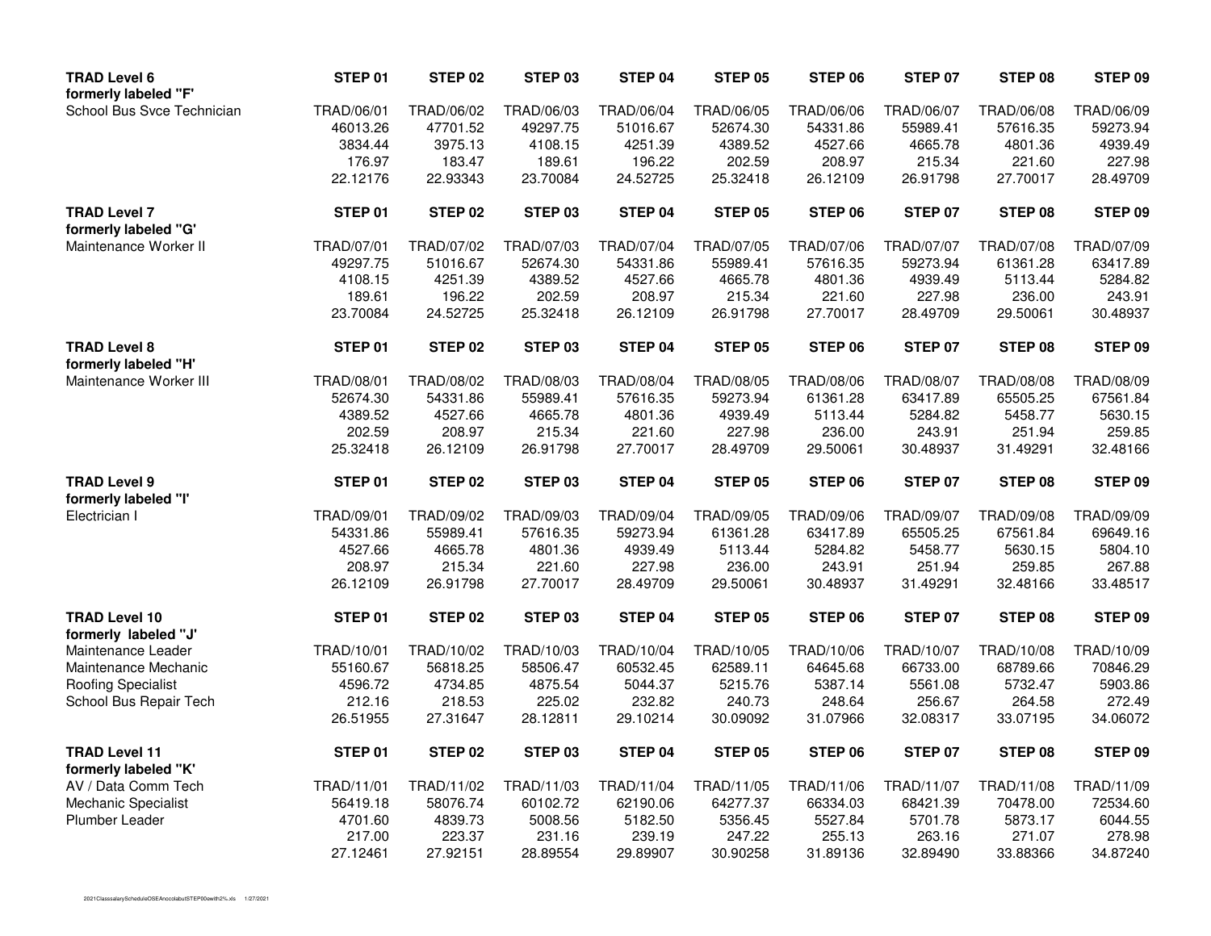| TRAD Level 6 | STEP 01 | STEP 02 | STEP 03 | STEP 04 | STEP 05 | STEP 06 | STEP 07 | STEP 08 | STEP 09 |
|---|---|---|---|---|---|---|---|---|---|
| formerly labeled "F" | | | | | | | | | |
| School Bus Svce Technician | TRAD/06/01 | TRAD/06/02 | TRAD/06/03 | TRAD/06/04 | TRAD/06/05 | TRAD/06/06 | TRAD/06/07 | TRAD/06/08 | TRAD/06/09 |
| | 46013.26 | 47701.52 | 49297.75 | 51016.67 | 52674.30 | 54331.86 | 55989.41 | 57616.35 | 59273.94 |
| | 3834.44 | 3975.13 | 4108.15 | 4251.39 | 4389.52 | 4527.66 | 4665.78 | 4801.36 | 4939.49 |
| | 176.97 | 183.47 | 189.61 | 196.22 | 202.59 | 208.97 | 215.34 | 221.60 | 227.98 |
| | 22.12176 | 22.93343 | 23.70084 | 24.52725 | 25.32418 | 26.12109 | 26.91798 | 27.70017 | 28.49709 |

| TRAD Level 7 | STEP 01 | STEP 02 | STEP 03 | STEP 04 | STEP 05 | STEP 06 | STEP 07 | STEP 08 | STEP 09 |
|---|---|---|---|---|---|---|---|---|---|
| formerly labeled "G" | | | | | | | | | |
| Maintenance Worker II | TRAD/07/01 | TRAD/07/02 | TRAD/07/03 | TRAD/07/04 | TRAD/07/05 | TRAD/07/06 | TRAD/07/07 | TRAD/07/08 | TRAD/07/09 |
| | 49297.75 | 51016.67 | 52674.30 | 54331.86 | 55989.41 | 57616.35 | 59273.94 | 61361.28 | 63417.89 |
| | 4108.15 | 4251.39 | 4389.52 | 4527.66 | 4665.78 | 4801.36 | 4939.49 | 5113.44 | 5284.82 |
| | 189.61 | 196.22 | 202.59 | 208.97 | 215.34 | 221.60 | 227.98 | 236.00 | 243.91 |
| | 23.70084 | 24.52725 | 25.32418 | 26.12109 | 26.91798 | 27.70017 | 28.49709 | 29.50061 | 30.48937 |

| TRAD Level 8 | STEP 01 | STEP 02 | STEP 03 | STEP 04 | STEP 05 | STEP 06 | STEP 07 | STEP 08 | STEP 09 |
|---|---|---|---|---|---|---|---|---|---|
| formerly labeled "H" | | | | | | | | | |
| Maintenance Worker III | TRAD/08/01 | TRAD/08/02 | TRAD/08/03 | TRAD/08/04 | TRAD/08/05 | TRAD/08/06 | TRAD/08/07 | TRAD/08/08 | TRAD/08/09 |
| | 52674.30 | 54331.86 | 55989.41 | 57616.35 | 59273.94 | 61361.28 | 63417.89 | 65505.25 | 67561.84 |
| | 4389.52 | 4527.66 | 4665.78 | 4801.36 | 4939.49 | 5113.44 | 5284.82 | 5458.77 | 5630.15 |
| | 202.59 | 208.97 | 215.34 | 221.60 | 227.98 | 236.00 | 243.91 | 251.94 | 259.85 |
| | 25.32418 | 26.12109 | 26.91798 | 27.70017 | 28.49709 | 29.50061 | 30.48937 | 31.49291 | 32.48166 |

| TRAD Level 9 | STEP 01 | STEP 02 | STEP 03 | STEP 04 | STEP 05 | STEP 06 | STEP 07 | STEP 08 | STEP 09 |
|---|---|---|---|---|---|---|---|---|---|
| formerly labeled "I" | | | | | | | | | |
| Electrician I | TRAD/09/01 | TRAD/09/02 | TRAD/09/03 | TRAD/09/04 | TRAD/09/05 | TRAD/09/06 | TRAD/09/07 | TRAD/09/08 | TRAD/09/09 |
| | 54331.86 | 55989.41 | 57616.35 | 59273.94 | 61361.28 | 63417.89 | 65505.25 | 67561.84 | 69649.16 |
| | 4527.66 | 4665.78 | 4801.36 | 4939.49 | 5113.44 | 5284.82 | 5458.77 | 5630.15 | 5804.10 |
| | 208.97 | 215.34 | 221.60 | 227.98 | 236.00 | 243.91 | 251.94 | 259.85 | 267.88 |
| | 26.12109 | 26.91798 | 27.70017 | 28.49709 | 29.50061 | 30.48937 | 31.49291 | 32.48166 | 33.48517 |

| TRAD Level 10 | STEP 01 | STEP 02 | STEP 03 | STEP 04 | STEP 05 | STEP 06 | STEP 07 | STEP 08 | STEP 09 |
|---|---|---|---|---|---|---|---|---|---|
| formerly labeled "J" | | | | | | | | | |
| Maintenance Leader | TRAD/10/01 | TRAD/10/02 | TRAD/10/03 | TRAD/10/04 | TRAD/10/05 | TRAD/10/06 | TRAD/10/07 | TRAD/10/08 | TRAD/10/09 |
| Maintenance Mechanic | 55160.67 | 56818.25 | 58506.47 | 60532.45 | 62589.11 | 64645.68 | 66733.00 | 68789.66 | 70846.29 |
| Roofing Specialist | 4596.72 | 4734.85 | 4875.54 | 5044.37 | 5215.76 | 5387.14 | 5561.08 | 5732.47 | 5903.86 |
| School Bus Repair Tech | 212.16 | 218.53 | 225.02 | 232.82 | 240.73 | 248.64 | 256.67 | 264.58 | 272.49 |
| | 26.51955 | 27.31647 | 28.12811 | 29.10214 | 30.09092 | 31.07966 | 32.08317 | 33.07195 | 34.06072 |

| TRAD Level 11 | STEP 01 | STEP 02 | STEP 03 | STEP 04 | STEP 05 | STEP 06 | STEP 07 | STEP 08 | STEP 09 |
|---|---|---|---|---|---|---|---|---|---|
| formerly labeled "K" | | | | | | | | | |
| AV / Data Comm Tech | TRAD/11/01 | TRAD/11/02 | TRAD/11/03 | TRAD/11/04 | TRAD/11/05 | TRAD/11/06 | TRAD/11/07 | TRAD/11/08 | TRAD/11/09 |
| Mechanic Specialist | 56419.18 | 58076.74 | 60102.72 | 62190.06 | 64277.37 | 66334.03 | 68421.39 | 70478.00 | 72534.60 |
| Plumber Leader | 4701.60 | 4839.73 | 5008.56 | 5182.50 | 5356.45 | 5527.84 | 5701.78 | 5873.17 | 6044.55 |
| | 217.00 | 223.37 | 231.16 | 239.19 | 247.22 | 255.13 | 263.16 | 271.07 | 278.98 |
| | 27.12461 | 27.92151 | 28.89554 | 29.89907 | 30.90258 | 31.89136 | 32.89490 | 33.88366 | 34.87240 |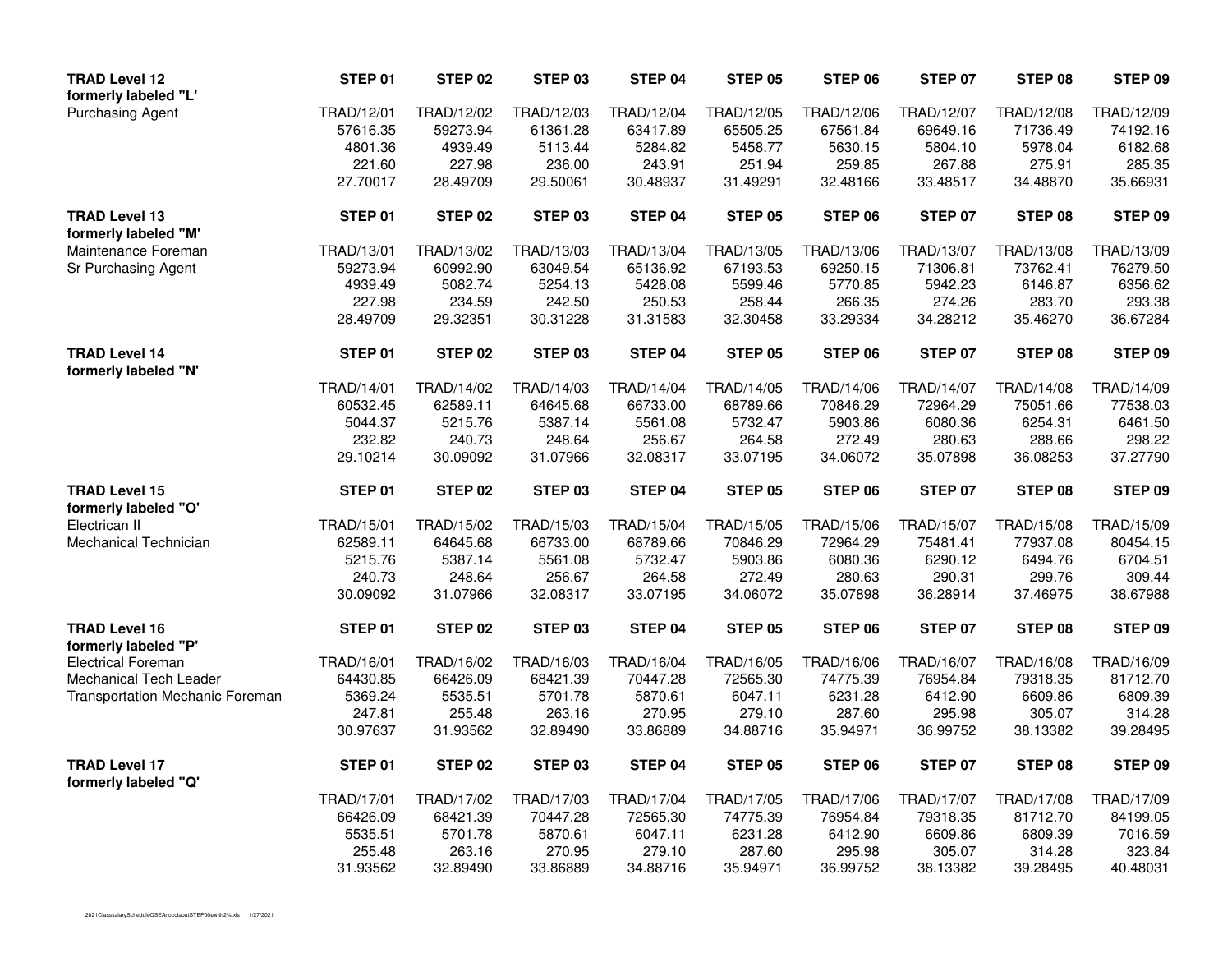| **TRAD Level 12** formerly labeled "L' | **STEP 01** | **STEP 02** | **STEP 03** | **STEP 04** | **STEP 05** | **STEP 06** | **STEP 07** | **STEP 08** | **STEP 09** |
|---|---|---|---|---|---|---|---|---|---|
| Purchasing Agent | TRAD/12/01 | TRAD/12/02 | TRAD/12/03 | TRAD/12/04 | TRAD/12/05 | TRAD/12/06 | TRAD/12/07 | TRAD/12/08 | TRAD/12/09 |
| | 57616.35 | 59273.94 | 61361.28 | 63417.89 | 65505.25 | 67561.84 | 69649.16 | 71736.49 | 74192.16 |
| | 4801.36 | 4939.49 | 5113.44 | 5284.82 | 5458.77 | 5630.15 | 5804.10 | 5978.04 | 6182.68 |
| | 221.60 | 227.98 | 236.00 | 243.91 | 251.94 | 259.85 | 267.88 | 275.91 | 285.35 |
| | 27.70017 | 28.49709 | 29.50061 | 30.48937 | 31.49291 | 32.48166 | 33.48517 | 34.48870 | 35.66931 |

| **TRAD Level 13** formerly labeled "M' | **STEP 01** | **STEP 02** | **STEP 03** | **STEP 04** | **STEP 05** | **STEP 06** | **STEP 07** | **STEP 08** | **STEP 09** |
|---|---|---|---|---|---|---|---|---|---|
| Maintenance Foreman | TRAD/13/01 | TRAD/13/02 | TRAD/13/03 | TRAD/13/04 | TRAD/13/05 | TRAD/13/06 | TRAD/13/07 | TRAD/13/08 | TRAD/13/09 |
| Sr Purchasing Agent | 59273.94 | 60992.90 | 63049.54 | 65136.92 | 67193.53 | 69250.15 | 71306.81 | 73762.41 | 76279.50 |
| | 4939.49 | 5082.74 | 5254.13 | 5428.08 | 5599.46 | 5770.85 | 5942.23 | 6146.87 | 6356.62 |
| | 227.98 | 234.59 | 242.50 | 250.53 | 258.44 | 266.35 | 274.26 | 283.70 | 293.38 |
| | 28.49709 | 29.32351 | 30.31228 | 31.31583 | 32.30458 | 33.29334 | 34.28212 | 35.46270 | 36.67284 |

| **TRAD Level 14** formerly labeled "N' | **STEP 01** | **STEP 02** | **STEP 03** | **STEP 04** | **STEP 05** | **STEP 06** | **STEP 07** | **STEP 08** | **STEP 09** |
|---|---|---|---|---|---|---|---|---|---|
| | TRAD/14/01 | TRAD/14/02 | TRAD/14/03 | TRAD/14/04 | TRAD/14/05 | TRAD/14/06 | TRAD/14/07 | TRAD/14/08 | TRAD/14/09 |
| | 60532.45 | 62589.11 | 64645.68 | 66733.00 | 68789.66 | 70846.29 | 72964.29 | 75051.66 | 77538.03 |
| | 5044.37 | 5215.76 | 5387.14 | 5561.08 | 5732.47 | 5903.86 | 6080.36 | 6254.31 | 6461.50 |
| | 232.82 | 240.73 | 248.64 | 256.67 | 264.58 | 272.49 | 280.63 | 288.66 | 298.22 |
| | 29.10214 | 30.09092 | 31.07966 | 32.08317 | 33.07195 | 34.06072 | 35.07898 | 36.08253 | 37.27790 |

| **TRAD Level 15** formerly labeled "O' | **STEP 01** | **STEP 02** | **STEP 03** | **STEP 04** | **STEP 05** | **STEP 06** | **STEP 07** | **STEP 08** | **STEP 09** |
|---|---|---|---|---|---|---|---|---|---|
| Electrican II | TRAD/15/01 | TRAD/15/02 | TRAD/15/03 | TRAD/15/04 | TRAD/15/05 | TRAD/15/06 | TRAD/15/07 | TRAD/15/08 | TRAD/15/09 |
| Mechanical Technician | 62589.11 | 64645.68 | 66733.00 | 68789.66 | 70846.29 | 72964.29 | 75481.41 | 77937.08 | 80454.15 |
| | 5215.76 | 5387.14 | 5561.08 | 5732.47 | 5903.86 | 6080.36 | 6290.12 | 6494.76 | 6704.51 |
| | 240.73 | 248.64 | 256.67 | 264.58 | 272.49 | 280.63 | 290.31 | 299.76 | 309.44 |
| | 30.09092 | 31.07966 | 32.08317 | 33.07195 | 34.06072 | 35.07898 | 36.28914 | 37.46975 | 38.67988 |

| **TRAD Level 16** formerly labeled "P' | **STEP 01** | **STEP 02** | **STEP 03** | **STEP 04** | **STEP 05** | **STEP 06** | **STEP 07** | **STEP 08** | **STEP 09** |
|---|---|---|---|---|---|---|---|---|---|
| Electrical Foreman | TRAD/16/01 | TRAD/16/02 | TRAD/16/03 | TRAD/16/04 | TRAD/16/05 | TRAD/16/06 | TRAD/16/07 | TRAD/16/08 | TRAD/16/09 |
| Mechanical Tech Leader | 64430.85 | 66426.09 | 68421.39 | 70447.28 | 72565.30 | 74775.39 | 76954.84 | 79318.35 | 81712.70 |
| Transportation Mechanic Foreman | 5369.24 | 5535.51 | 5701.78 | 5870.61 | 6047.11 | 6231.28 | 6412.90 | 6609.86 | 6809.39 |
| | 247.81 | 255.48 | 263.16 | 270.95 | 279.10 | 287.60 | 295.98 | 305.07 | 314.28 |
| | 30.97637 | 31.93562 | 32.89490 | 33.86889 | 34.88716 | 35.94971 | 36.99752 | 38.13382 | 39.28495 |

| **TRAD Level 17** formerly labeled "Q' | **STEP 01** | **STEP 02** | **STEP 03** | **STEP 04** | **STEP 05** | **STEP 06** | **STEP 07** | **STEP 08** | **STEP 09** |
|---|---|---|---|---|---|---|---|---|---|
| | TRAD/17/01 | TRAD/17/02 | TRAD/17/03 | TRAD/17/04 | TRAD/17/05 | TRAD/17/06 | TRAD/17/07 | TRAD/17/08 | TRAD/17/09 |
| | 66426.09 | 68421.39 | 70447.28 | 72565.30 | 74775.39 | 76954.84 | 79318.35 | 81712.70 | 84199.05 |
| | 5535.51 | 5701.78 | 5870.61 | 6047.11 | 6231.28 | 6412.90 | 6609.86 | 6809.39 | 7016.59 |
| | 255.48 | 263.16 | 270.95 | 279.10 | 287.60 | 295.98 | 305.07 | 314.28 | 323.84 |
| | 31.93562 | 32.89490 | 33.86889 | 34.88716 | 35.94971 | 36.99752 | 38.13382 | 39.28495 | 40.48031 |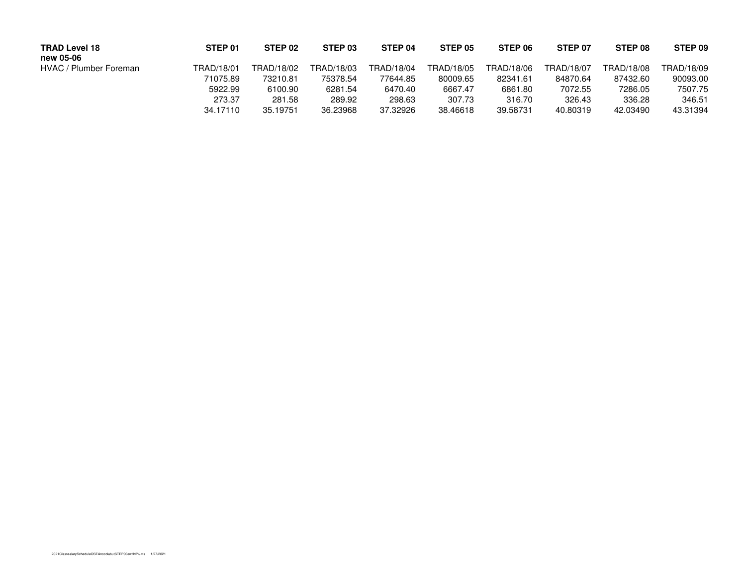| TRAD Level 18<br>new 05-06 | STEP 01 | STEP 02 | STEP 03 | STEP 04 | STEP 05 | STEP 06 | STEP 07 | STEP 08 | STEP 09 |
|---|---|---|---|---|---|---|---|---|---|
| HVAC / Plumber Foreman | TRAD/18/01 | TRAD/18/02 | TRAD/18/03 | TRAD/18/04 | TRAD/18/05 | TRAD/18/06 | TRAD/18/07 | TRAD/18/08 | TRAD/18/09 |
| | 71075.89 | 73210.81 | 75378.54 | 77644.85 | 80009.65 | 82341.61 | 84870.64 | 87432.60 | 90093.00 |
| | 5922.99 | 6100.90 | 6281.54 | 6470.40 | 6667.47 | 6861.80 | 7072.55 | 7286.05 | 7507.75 |
| | 273.37 | 281.58 | 289.92 | 298.63 | 307.73 | 316.70 | 326.43 | 336.28 | 346.51 |
| | 34.17110 | 35.19751 | 36.23968 | 37.32926 | 38.46618 | 39.58731 | 40.80319 | 42.03490 | 43.31394 |

2021ClasssalaryScheduleOSEAnocolabutSTEP00ewith2%.xls 1/27/2021